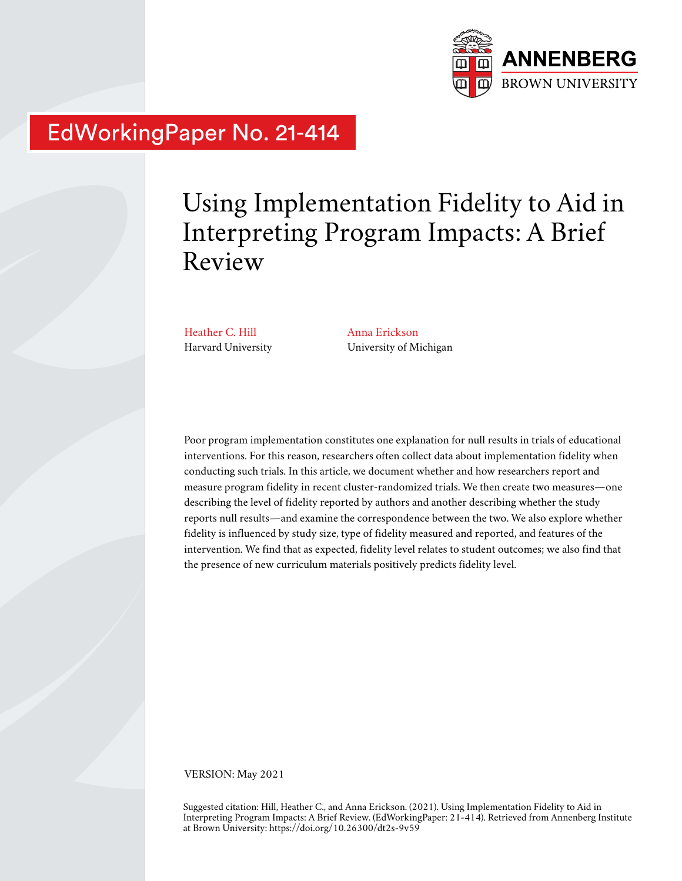ANNENBERG
BROWN UNIVERSITY

EdWorkingPaper No. 21-414

# Using Implementation Fidelity to Aid in Interpreting Program Impacts: A Brief Review

Heather C. Hill
Harvard University

Anna Erickson
University of Michigan

Poor program implementation constitutes one explanation for null results in trials of educational interventions. For this reason, researchers often collect data about implementation fidelity when conducting such trials. In this article, we document whether and how researchers report and measure program fidelity in recent cluster-randomized trials. We then create two measures—one describing the level of fidelity reported by authors and another describing whether the study reports null results—and examine the correspondence between the two. We also explore whether fidelity is influenced by study size, type of fidelity measured and reported, and features of the intervention. We find that as expected, fidelity level relates to student outcomes; we also find that the presence of new curriculum materials positively predicts fidelity level.

VERSION: May 2021

Suggested citation: Hill, Heather C., and Anna Erickson. (2021). Using Implementation Fidelity to Aid in Interpreting Program Impacts: A Brief Review. (EdWorkingPaper: 21-414). Retrieved from Annenberg Institute at Brown University: https://doi.org/10.26300/dt2s-9v59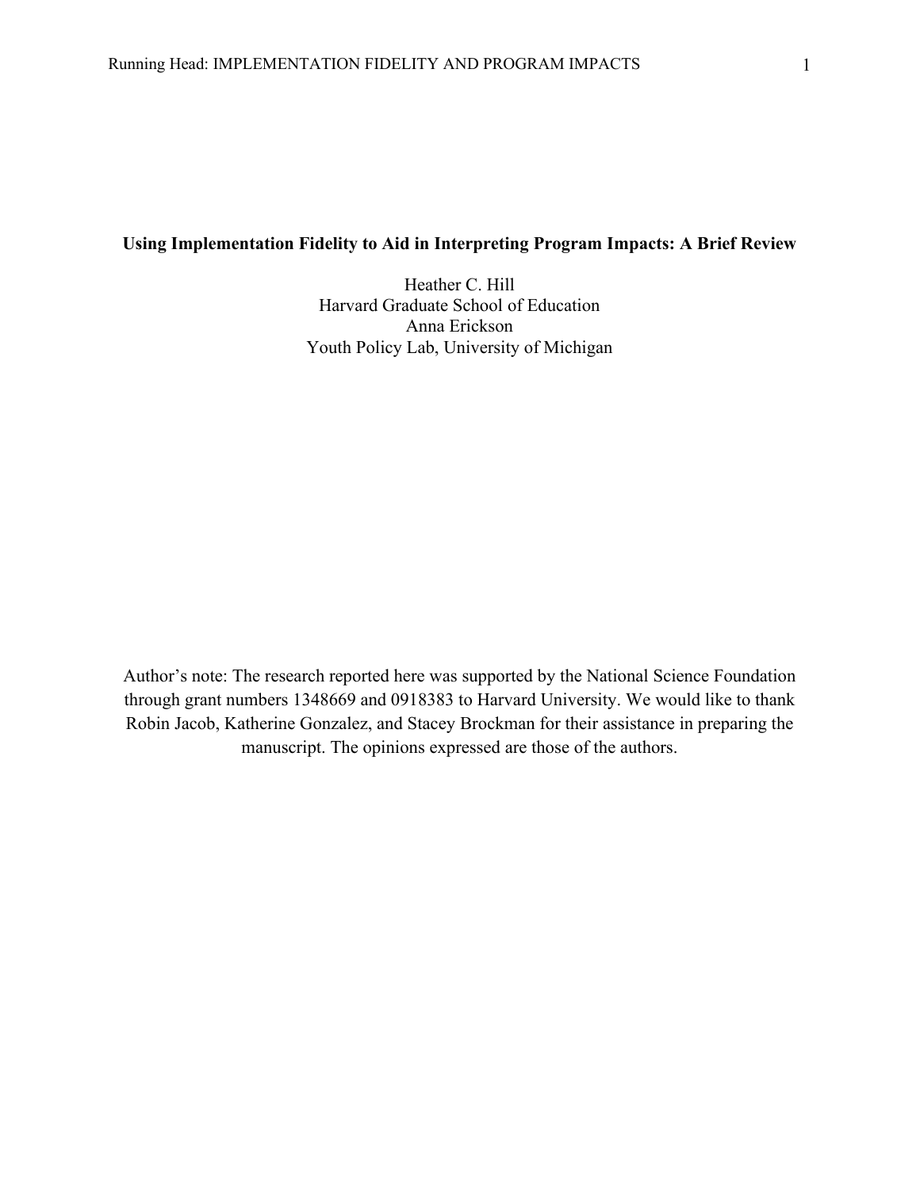# Using Implementation Fidelity to Aid in Interpreting Program Impacts: A Brief Review

Heather C. Hill
Harvard Graduate School of Education
Anna Erickson
Youth Policy Lab, University of Michigan

Author's note: The research reported here was supported by the National Science Foundation through grant numbers 1348669 and 0918383 to Harvard University. We would like to thank Robin Jacob, Katherine Gonzalez, and Stacey Brockman for their assistance in preparing the manuscript. The opinions expressed are those of the authors.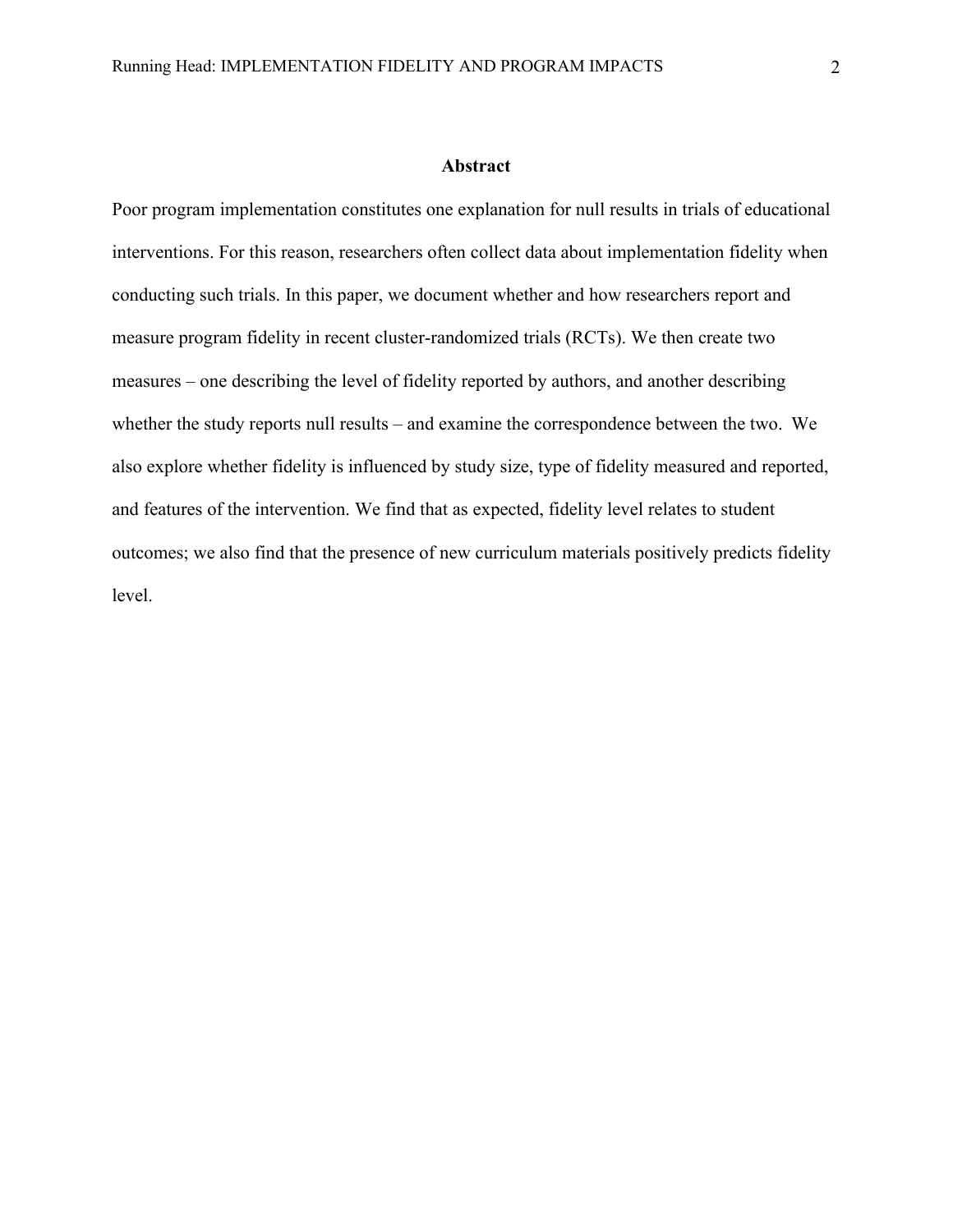## Abstract

Poor program implementation constitutes one explanation for null results in trials of educational interventions. For this reason, researchers often collect data about implementation fidelity when conducting such trials. In this paper, we document whether and how researchers report and measure program fidelity in recent cluster-randomized trials (RCTs). We then create two measures – one describing the level of fidelity reported by authors, and another describing whether the study reports null results – and examine the correspondence between the two. We also explore whether fidelity is influenced by study size, type of fidelity measured and reported, and features of the intervention. We find that as expected, fidelity level relates to student outcomes; we also find that the presence of new curriculum materials positively predicts fidelity level.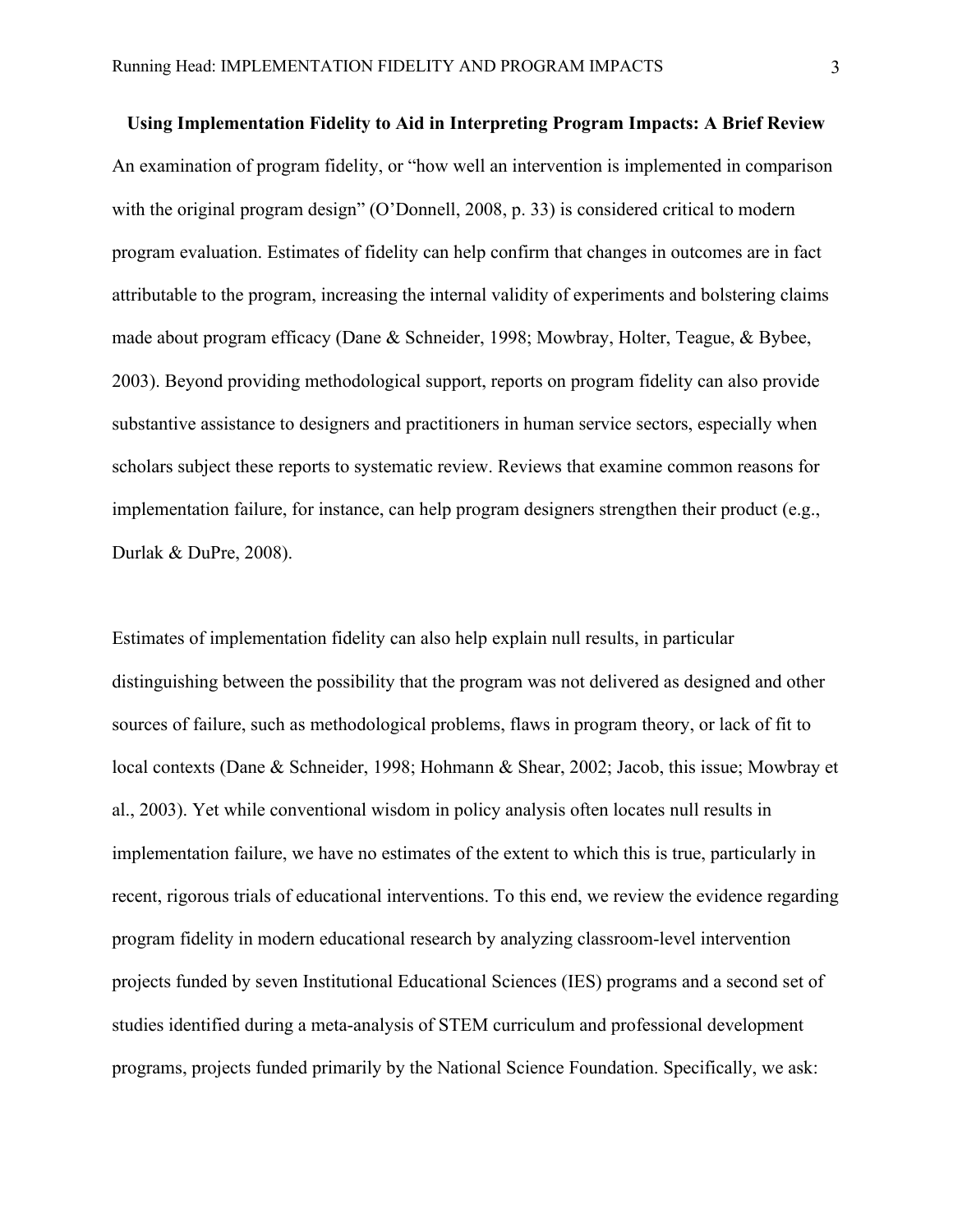**Using Implementation Fidelity to Aid in Interpreting Program Impacts: A Brief Review**

An examination of program fidelity, or "how well an intervention is implemented in comparison with the original program design" (O'Donnell, 2008, p. 33) is considered critical to modern program evaluation. Estimates of fidelity can help confirm that changes in outcomes are in fact attributable to the program, increasing the internal validity of experiments and bolstering claims made about program efficacy (Dane & Schneider, 1998; Mowbray, Holter, Teague, & Bybee, 2003). Beyond providing methodological support, reports on program fidelity can also provide substantive assistance to designers and practitioners in human service sectors, especially when scholars subject these reports to systematic review. Reviews that examine common reasons for implementation failure, for instance, can help program designers strengthen their product (e.g., Durlak & DuPre, 2008).

Estimates of implementation fidelity can also help explain null results, in particular distinguishing between the possibility that the program was not delivered as designed and other sources of failure, such as methodological problems, flaws in program theory, or lack of fit to local contexts (Dane & Schneider, 1998; Hohmann & Shear, 2002; Jacob, this issue; Mowbray et al., 2003). Yet while conventional wisdom in policy analysis often locates null results in implementation failure, we have no estimates of the extent to which this is true, particularly in recent, rigorous trials of educational interventions. To this end, we review the evidence regarding program fidelity in modern educational research by analyzing classroom-level intervention projects funded by seven Institutional Educational Sciences (IES) programs and a second set of studies identified during a meta-analysis of STEM curriculum and professional development programs, projects funded primarily by the National Science Foundation. Specifically, we ask: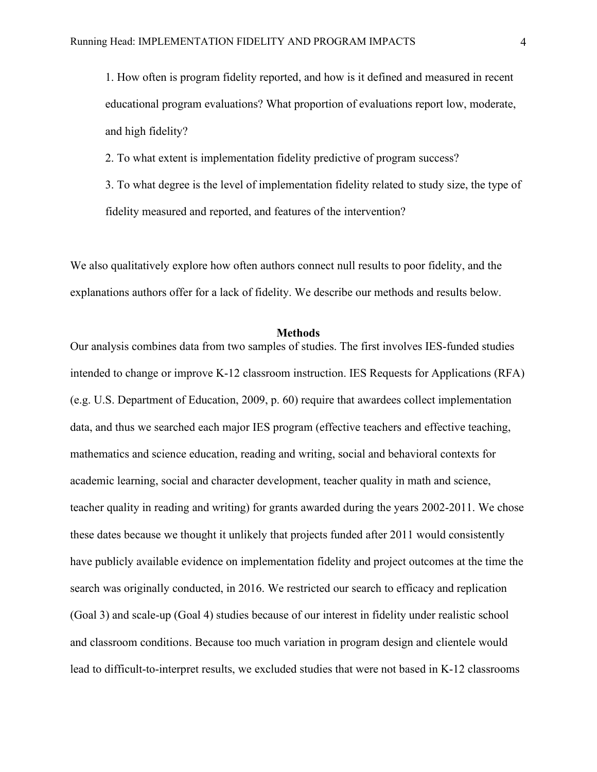1. How often is program fidelity reported, and how is it defined and measured in recent educational program evaluations? What proportion of evaluations report low, moderate, and high fidelity?

2. To what extent is implementation fidelity predictive of program success?

3. To what degree is the level of implementation fidelity related to study size, the type of fidelity measured and reported, and features of the intervention?

We also qualitatively explore how often authors connect null results to poor fidelity, and the explanations authors offer for a lack of fidelity. We describe our methods and results below.

## Methods

Our analysis combines data from two samples of studies. The first involves IES-funded studies intended to change or improve K-12 classroom instruction. IES Requests for Applications (RFA) (e.g. U.S. Department of Education, 2009, p. 60) require that awardees collect implementation data, and thus we searched each major IES program (effective teachers and effective teaching, mathematics and science education, reading and writing, social and behavioral contexts for academic learning, social and character development, teacher quality in math and science, teacher quality in reading and writing) for grants awarded during the years 2002-2011. We chose these dates because we thought it unlikely that projects funded after 2011 would consistently have publicly available evidence on implementation fidelity and project outcomes at the time the search was originally conducted, in 2016. We restricted our search to efficacy and replication (Goal 3) and scale-up (Goal 4) studies because of our interest in fidelity under realistic school and classroom conditions. Because too much variation in program design and clientele would lead to difficult-to-interpret results, we excluded studies that were not based in K-12 classrooms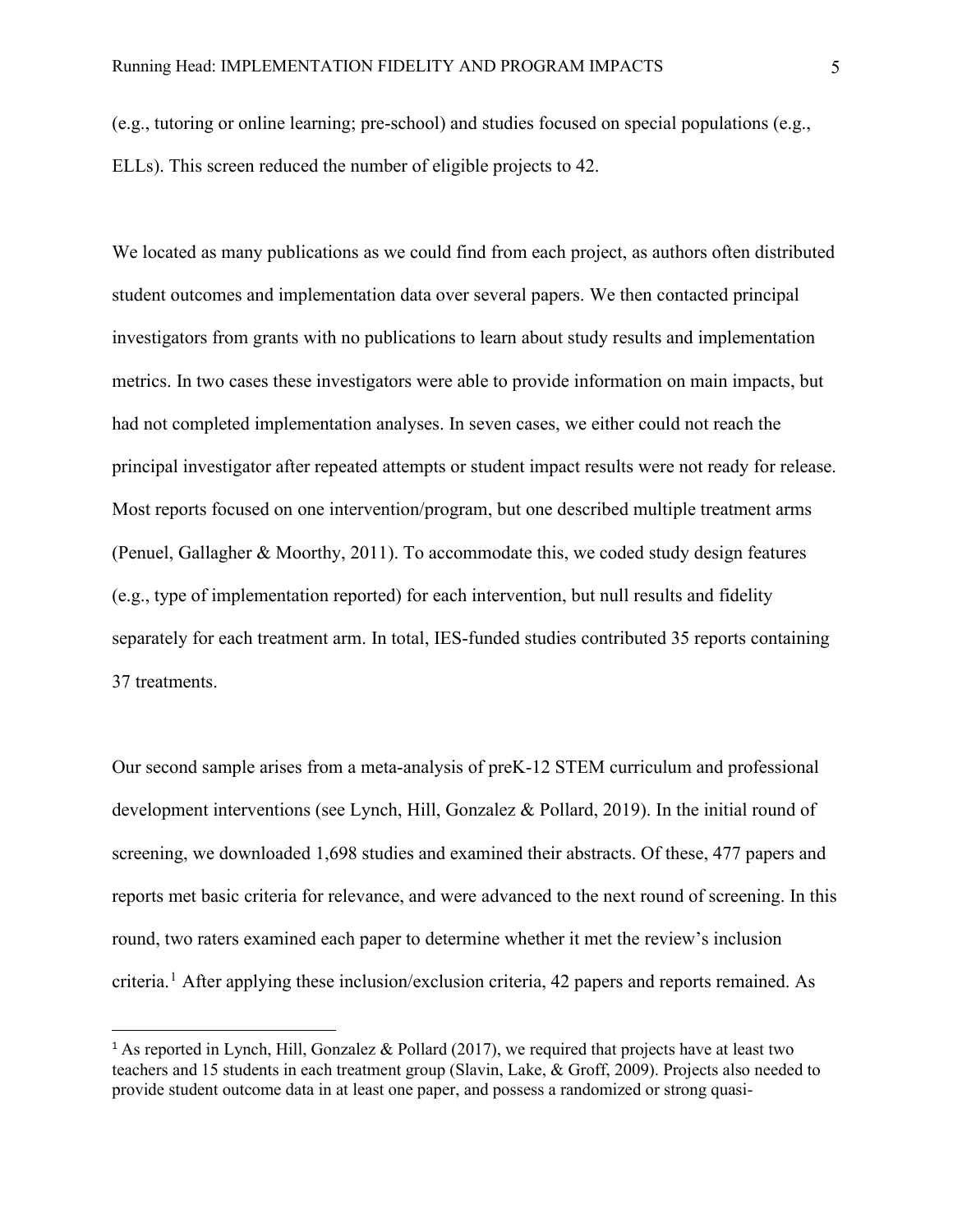(e.g., tutoring or online learning; pre-school) and studies focused on special populations (e.g., ELLs). This screen reduced the number of eligible projects to 42.

We located as many publications as we could find from each project, as authors often distributed student outcomes and implementation data over several papers. We then contacted principal investigators from grants with no publications to learn about study results and implementation metrics. In two cases these investigators were able to provide information on main impacts, but had not completed implementation analyses. In seven cases, we either could not reach the principal investigator after repeated attempts or student impact results were not ready for release. Most reports focused on one intervention/program, but one described multiple treatment arms (Penuel, Gallagher & Moorthy, 2011). To accommodate this, we coded study design features (e.g., type of implementation reported) for each intervention, but null results and fidelity separately for each treatment arm. In total, IES-funded studies contributed 35 reports containing 37 treatments.

Our second sample arises from a meta-analysis of preK-12 STEM curriculum and professional development interventions (see Lynch, Hill, Gonzalez & Pollard, 2019). In the initial round of screening, we downloaded 1,698 studies and examined their abstracts. Of these, 477 papers and reports met basic criteria for relevance, and were advanced to the next round of screening. In this round, two raters examined each paper to determine whether it met the review's inclusion criteria.[1] After applying these inclusion/exclusion criteria, 42 papers and reports remained. As

[1] As reported in Lynch, Hill, Gonzalez & Pollard (2017), we required that projects have at least two teachers and 15 students in each treatment group (Slavin, Lake, & Groff, 2009). Projects also needed to provide student outcome data in at least one paper, and possess a randomized or strong quasi-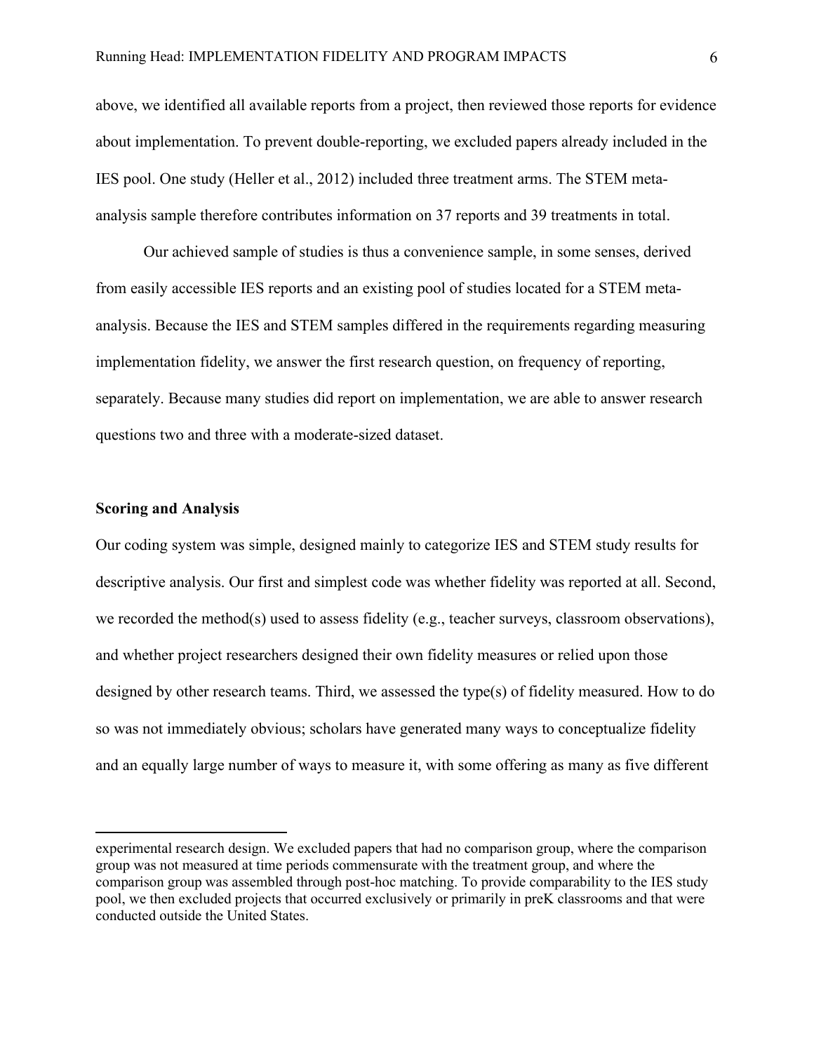above, we identified all available reports from a project, then reviewed those reports for evidence about implementation. To prevent double-reporting, we excluded papers already included in the IES pool. One study (Heller et al., 2012) included three treatment arms. The STEM meta-analysis sample therefore contributes information on 37 reports and 39 treatments in total.

Our achieved sample of studies is thus a convenience sample, in some senses, derived from easily accessible IES reports and an existing pool of studies located for a STEM meta-analysis. Because the IES and STEM samples differed in the requirements regarding measuring implementation fidelity, we answer the first research question, on frequency of reporting, separately. Because many studies did report on implementation, we are able to answer research questions two and three with a moderate-sized dataset.

### Scoring and Analysis

Our coding system was simple, designed mainly to categorize IES and STEM study results for descriptive analysis. Our first and simplest code was whether fidelity was reported at all. Second, we recorded the method(s) used to assess fidelity (e.g., teacher surveys, classroom observations), and whether project researchers designed their own fidelity measures or relied upon those designed by other research teams. Third, we assessed the type(s) of fidelity measured. How to do so was not immediately obvious; scholars have generated many ways to conceptualize fidelity and an equally large number of ways to measure it, with some offering as many as five different

---

experimental research design. We excluded papers that had no comparison group, where the comparison group was not measured at time periods commensurate with the treatment group, and where the comparison group was assembled through post-hoc matching. To provide comparability to the IES study pool, we then excluded projects that occurred exclusively or primarily in preK classrooms and that were conducted outside the United States.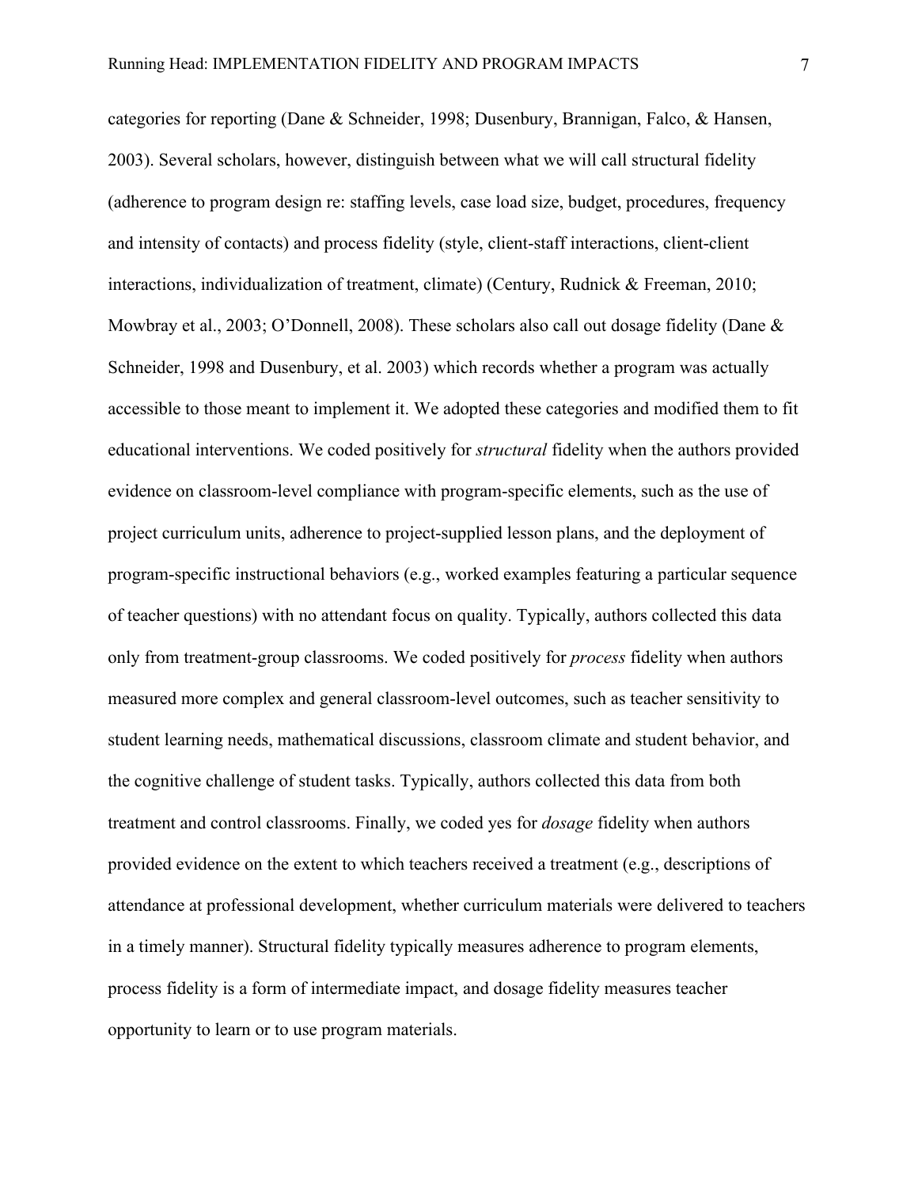categories for reporting (Dane & Schneider, 1998; Dusenbury, Brannigan, Falco, & Hansen, 2003). Several scholars, however, distinguish between what we will call structural fidelity (adherence to program design re: staffing levels, case load size, budget, procedures, frequency and intensity of contacts) and process fidelity (style, client-staff interactions, client-client interactions, individualization of treatment, climate) (Century, Rudnick & Freeman, 2010; Mowbray et al., 2003; O'Donnell, 2008). These scholars also call out dosage fidelity (Dane & Schneider, 1998 and Dusenbury, et al. 2003) which records whether a program was actually accessible to those meant to implement it. We adopted these categories and modified them to fit educational interventions. We coded positively for *structural* fidelity when the authors provided evidence on classroom-level compliance with program-specific elements, such as the use of project curriculum units, adherence to project-supplied lesson plans, and the deployment of program-specific instructional behaviors (e.g., worked examples featuring a particular sequence of teacher questions) with no attendant focus on quality. Typically, authors collected this data only from treatment-group classrooms. We coded positively for *process* fidelity when authors measured more complex and general classroom-level outcomes, such as teacher sensitivity to student learning needs, mathematical discussions, classroom climate and student behavior, and the cognitive challenge of student tasks. Typically, authors collected this data from both treatment and control classrooms. Finally, we coded yes for *dosage* fidelity when authors provided evidence on the extent to which teachers received a treatment (e.g., descriptions of attendance at professional development, whether curriculum materials were delivered to teachers in a timely manner). Structural fidelity typically measures adherence to program elements, process fidelity is a form of intermediate impact, and dosage fidelity measures teacher opportunity to learn or to use program materials.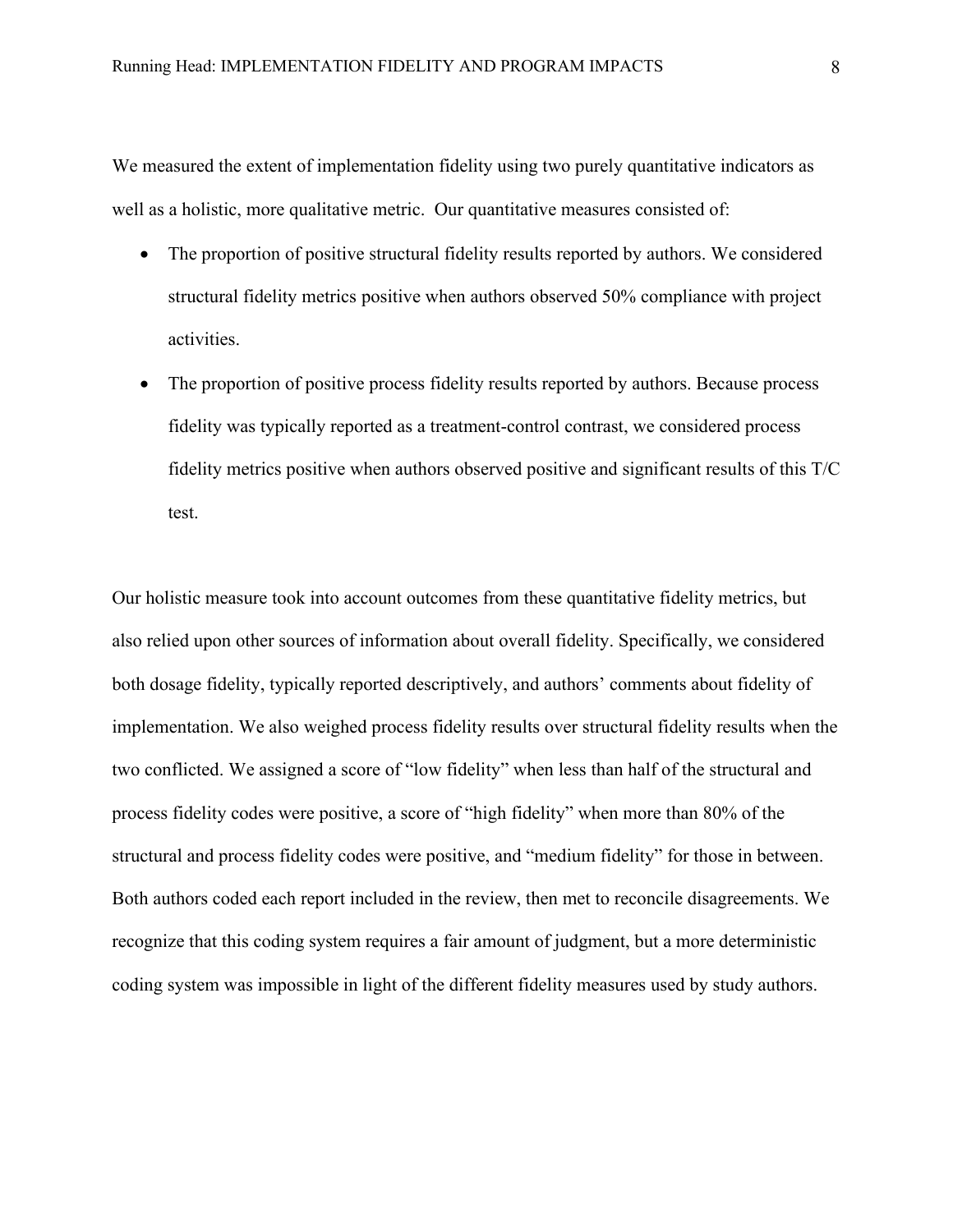We measured the extent of implementation fidelity using two purely quantitative indicators as well as a holistic, more qualitative metric. Our quantitative measures consisted of:

- The proportion of positive structural fidelity results reported by authors. We considered structural fidelity metrics positive when authors observed 50% compliance with project activities.
- The proportion of positive process fidelity results reported by authors. Because process fidelity was typically reported as a treatment-control contrast, we considered process fidelity metrics positive when authors observed positive and significant results of this T/C test.

Our holistic measure took into account outcomes from these quantitative fidelity metrics, but also relied upon other sources of information about overall fidelity. Specifically, we considered both dosage fidelity, typically reported descriptively, and authors' comments about fidelity of implementation. We also weighed process fidelity results over structural fidelity results when the two conflicted. We assigned a score of "low fidelity" when less than half of the structural and process fidelity codes were positive, a score of "high fidelity" when more than 80% of the structural and process fidelity codes were positive, and "medium fidelity" for those in between. Both authors coded each report included in the review, then met to reconcile disagreements. We recognize that this coding system requires a fair amount of judgment, but a more deterministic coding system was impossible in light of the different fidelity measures used by study authors.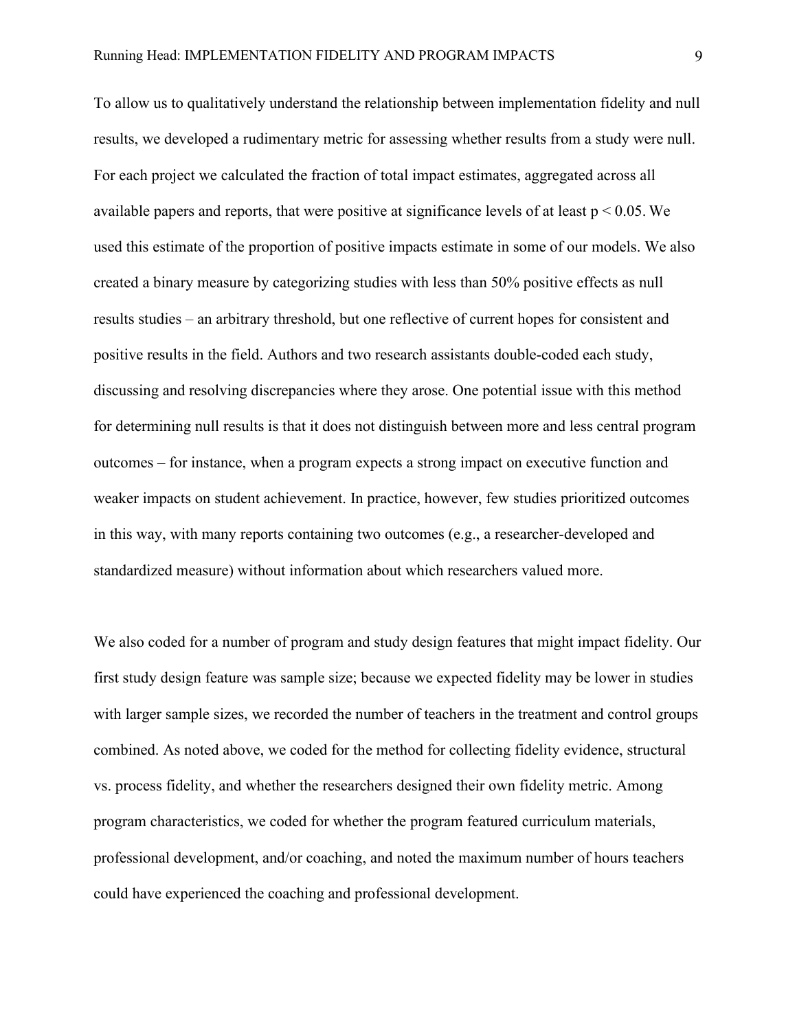To allow us to qualitatively understand the relationship between implementation fidelity and null results, we developed a rudimentary metric for assessing whether results from a study were null. For each project we calculated the fraction of total impact estimates, aggregated across all available papers and reports, that were positive at significance levels of at least $p < 0.05$. We used this estimate of the proportion of positive impacts estimate in some of our models. We also created a binary measure by categorizing studies with less than 50% positive effects as null results studies – an arbitrary threshold, but one reflective of current hopes for consistent and positive results in the field. Authors and two research assistants double-coded each study, discussing and resolving discrepancies where they arose. One potential issue with this method for determining null results is that it does not distinguish between more and less central program outcomes – for instance, when a program expects a strong impact on executive function and weaker impacts on student achievement. In practice, however, few studies prioritized outcomes in this way, with many reports containing two outcomes (e.g., a researcher-developed and standardized measure) without information about which researchers valued more.

We also coded for a number of program and study design features that might impact fidelity. Our first study design feature was sample size; because we expected fidelity may be lower in studies with larger sample sizes, we recorded the number of teachers in the treatment and control groups combined. As noted above, we coded for the method for collecting fidelity evidence, structural vs. process fidelity, and whether the researchers designed their own fidelity metric. Among program characteristics, we coded for whether the program featured curriculum materials, professional development, and/or coaching, and noted the maximum number of hours teachers could have experienced the coaching and professional development.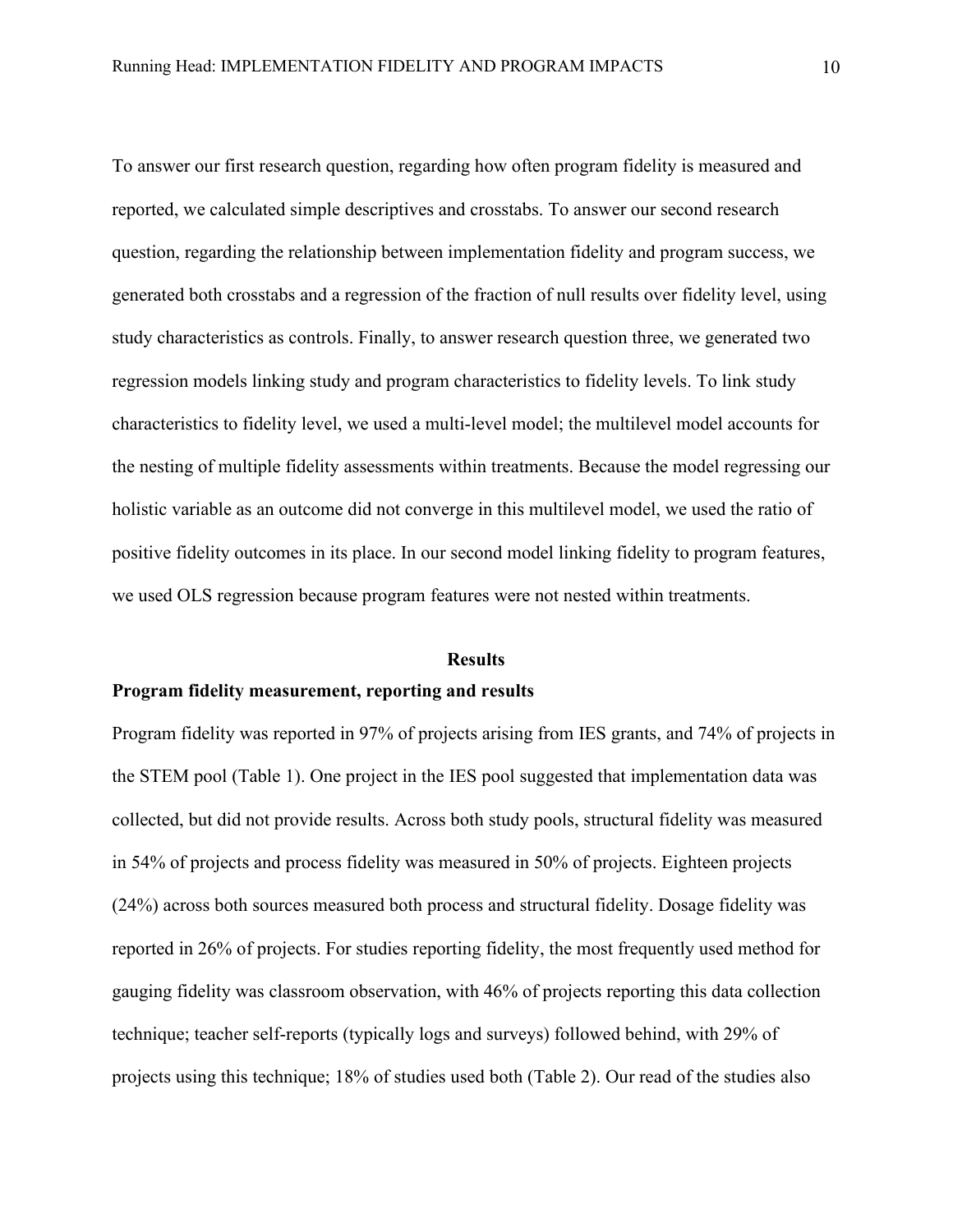To answer our first research question, regarding how often program fidelity is measured and reported, we calculated simple descriptives and crosstabs. To answer our second research question, regarding the relationship between implementation fidelity and program success, we generated both crosstabs and a regression of the fraction of null results over fidelity level, using study characteristics as controls. Finally, to answer research question three, we generated two regression models linking study and program characteristics to fidelity levels. To link study characteristics to fidelity level, we used a multi-level model; the multilevel model accounts for the nesting of multiple fidelity assessments within treatments. Because the model regressing our holistic variable as an outcome did not converge in this multilevel model, we used the ratio of positive fidelity outcomes in its place. In our second model linking fidelity to program features, we used OLS regression because program features were not nested within treatments.

## Results

### Program fidelity measurement, reporting and results

Program fidelity was reported in 97% of projects arising from IES grants, and 74% of projects in the STEM pool (Table 1). One project in the IES pool suggested that implementation data was collected, but did not provide results. Across both study pools, structural fidelity was measured in 54% of projects and process fidelity was measured in 50% of projects. Eighteen projects (24%) across both sources measured both process and structural fidelity. Dosage fidelity was reported in 26% of projects. For studies reporting fidelity, the most frequently used method for gauging fidelity was classroom observation, with 46% of projects reporting this data collection technique; teacher self-reports (typically logs and surveys) followed behind, with 29% of projects using this technique; 18% of studies used both (Table 2). Our read of the studies also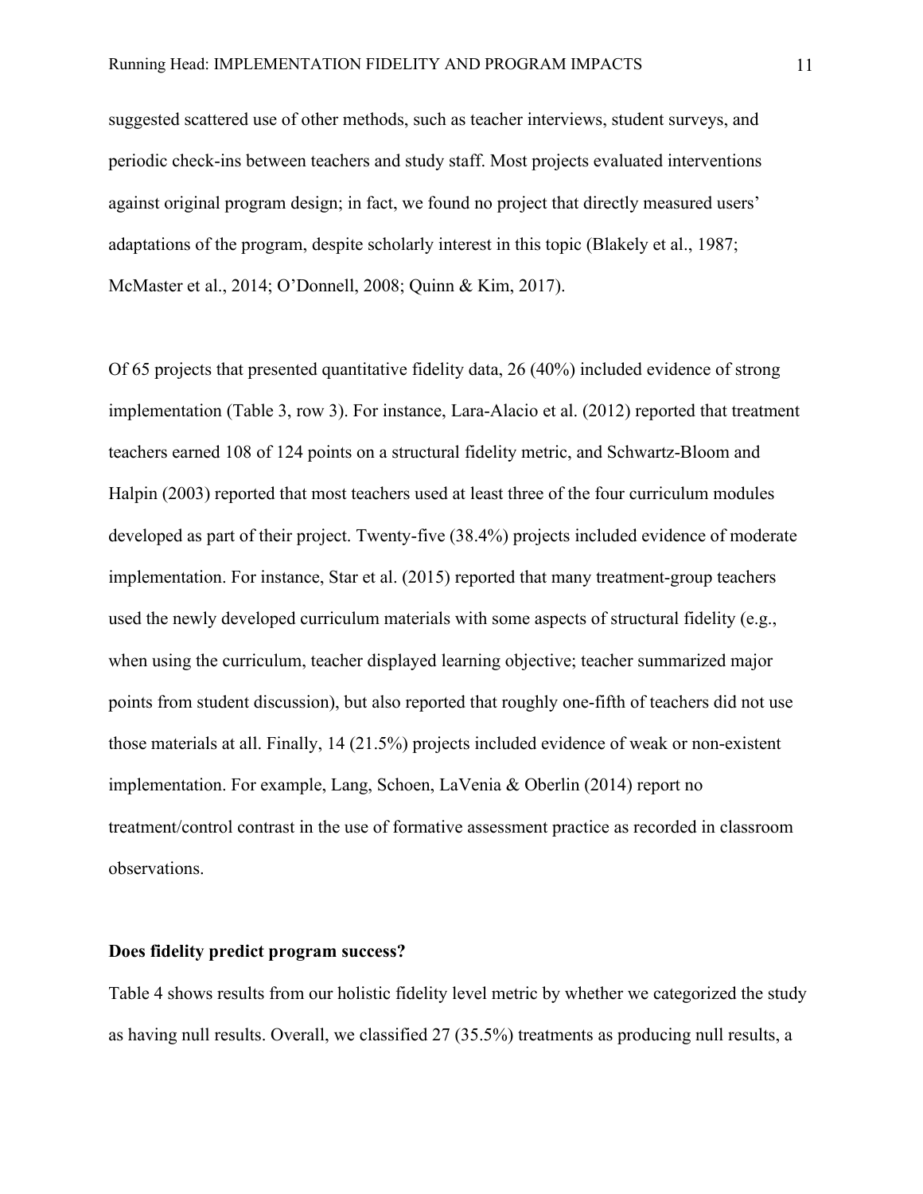suggested scattered use of other methods, such as teacher interviews, student surveys, and periodic check-ins between teachers and study staff. Most projects evaluated interventions against original program design; in fact, we found no project that directly measured users' adaptations of the program, despite scholarly interest in this topic (Blakely et al., 1987; McMaster et al., 2014; O'Donnell, 2008; Quinn & Kim, 2017).

Of 65 projects that presented quantitative fidelity data, 26 (40%) included evidence of strong implementation (Table 3, row 3). For instance, Lara-Alacio et al. (2012) reported that treatment teachers earned 108 of 124 points on a structural fidelity metric, and Schwartz-Bloom and Halpin (2003) reported that most teachers used at least three of the four curriculum modules developed as part of their project. Twenty-five (38.4%) projects included evidence of moderate implementation. For instance, Star et al. (2015) reported that many treatment-group teachers used the newly developed curriculum materials with some aspects of structural fidelity (e.g., when using the curriculum, teacher displayed learning objective; teacher summarized major points from student discussion), but also reported that roughly one-fifth of teachers did not use those materials at all. Finally, 14 (21.5%) projects included evidence of weak or non-existent implementation. For example, Lang, Schoen, LaVenia & Oberlin (2014) report no treatment/control contrast in the use of formative assessment practice as recorded in classroom observations.

**Does fidelity predict program success?**

Table 4 shows results from our holistic fidelity level metric by whether we categorized the study as having null results. Overall, we classified 27 (35.5%) treatments as producing null results, a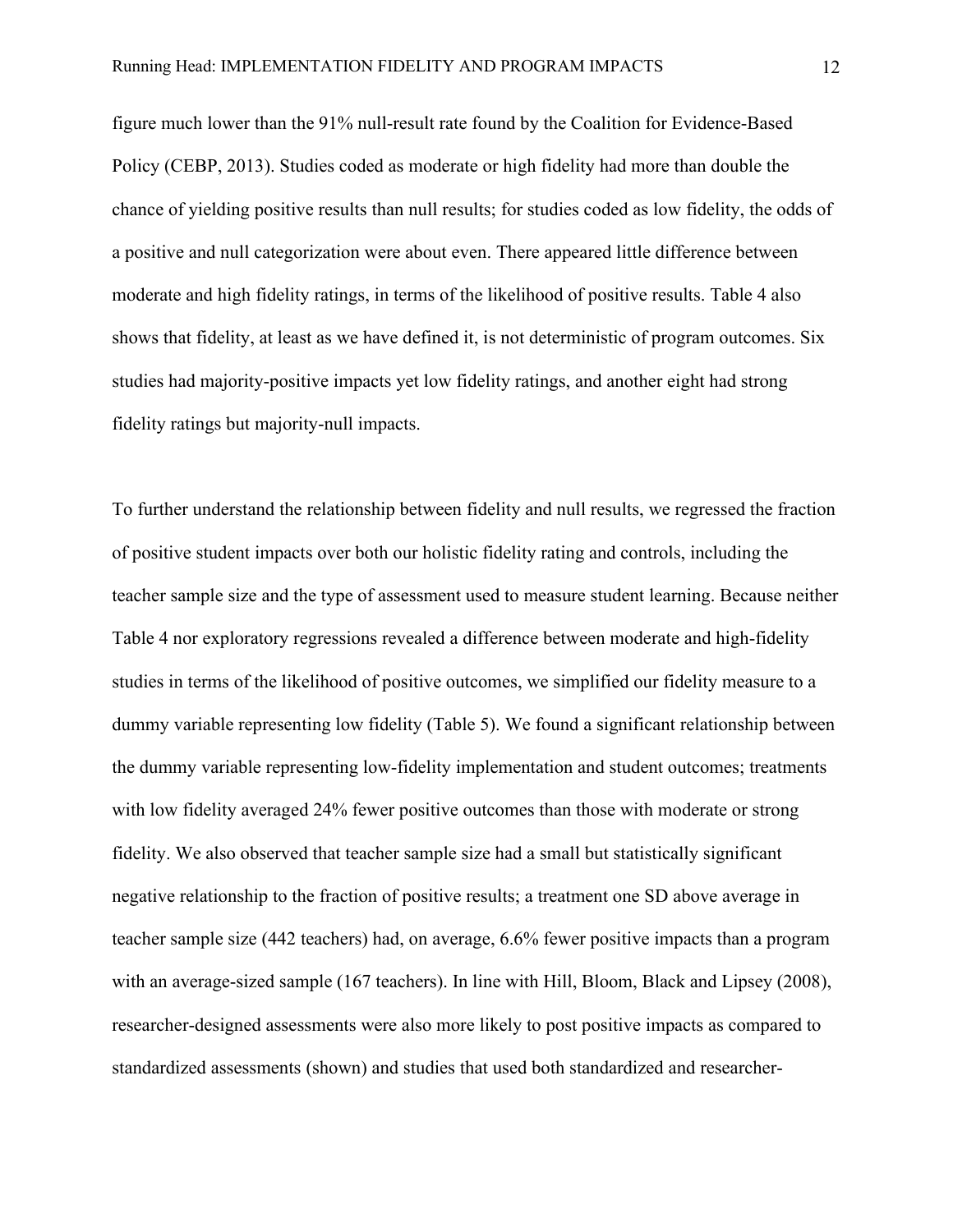figure much lower than the 91% null-result rate found by the Coalition for Evidence-Based Policy (CEBP, 2013). Studies coded as moderate or high fidelity had more than double the chance of yielding positive results than null results; for studies coded as low fidelity, the odds of a positive and null categorization were about even. There appeared little difference between moderate and high fidelity ratings, in terms of the likelihood of positive results. Table 4 also shows that fidelity, at least as we have defined it, is not deterministic of program outcomes. Six studies had majority-positive impacts yet low fidelity ratings, and another eight had strong fidelity ratings but majority-null impacts.

To further understand the relationship between fidelity and null results, we regressed the fraction of positive student impacts over both our holistic fidelity rating and controls, including the teacher sample size and the type of assessment used to measure student learning. Because neither Table 4 nor exploratory regressions revealed a difference between moderate and high-fidelity studies in terms of the likelihood of positive outcomes, we simplified our fidelity measure to a dummy variable representing low fidelity (Table 5). We found a significant relationship between the dummy variable representing low-fidelity implementation and student outcomes; treatments with low fidelity averaged 24% fewer positive outcomes than those with moderate or strong fidelity. We also observed that teacher sample size had a small but statistically significant negative relationship to the fraction of positive results; a treatment one SD above average in teacher sample size (442 teachers) had, on average, 6.6% fewer positive impacts than a program with an average-sized sample (167 teachers). In line with Hill, Bloom, Black and Lipsey (2008), researcher-designed assessments were also more likely to post positive impacts as compared to standardized assessments (shown) and studies that used both standardized and researcher-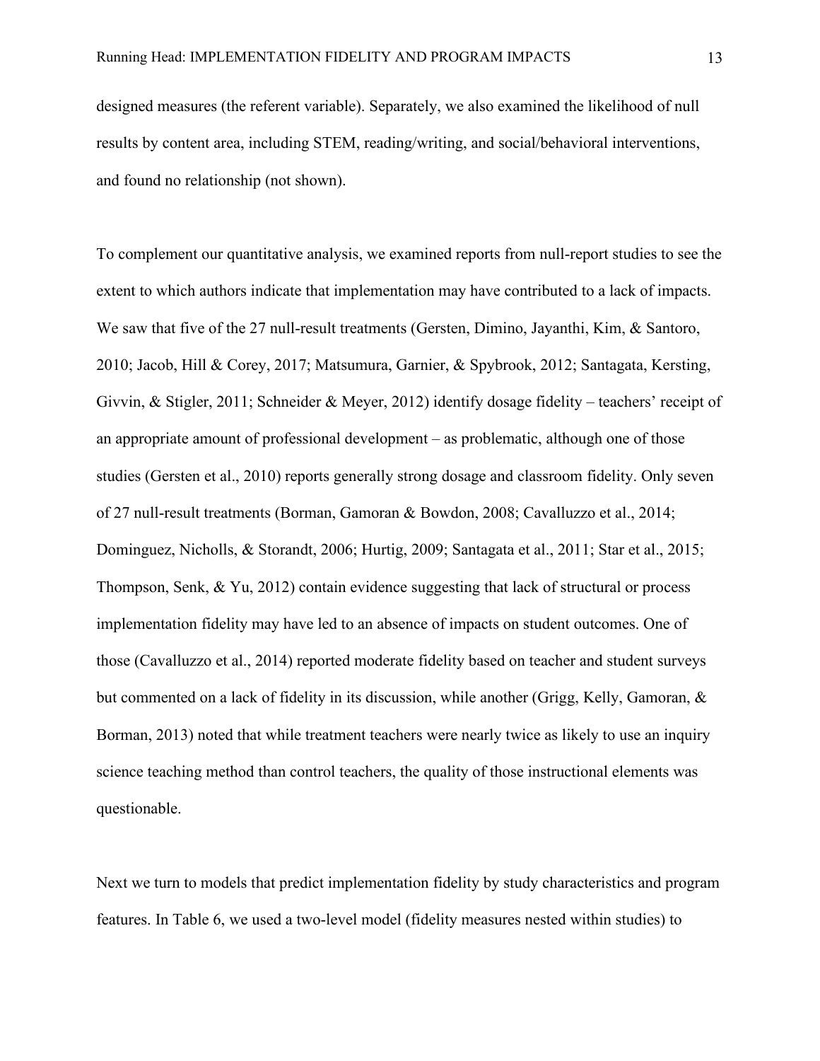designed measures (the referent variable). Separately, we also examined the likelihood of null results by content area, including STEM, reading/writing, and social/behavioral interventions, and found no relationship (not shown).

To complement our quantitative analysis, we examined reports from null-report studies to see the extent to which authors indicate that implementation may have contributed to a lack of impacts. We saw that five of the 27 null-result treatments (Gersten, Dimino, Jayanthi, Kim, & Santoro, 2010; Jacob, Hill & Corey, 2017; Matsumura, Garnier, & Spybrook, 2012; Santagata, Kersting, Givvin, & Stigler, 2011; Schneider & Meyer, 2012) identify dosage fidelity – teachers' receipt of an appropriate amount of professional development – as problematic, although one of those studies (Gersten et al., 2010) reports generally strong dosage and classroom fidelity. Only seven of 27 null-result treatments (Borman, Gamoran & Bowdon, 2008; Cavalluzzo et al., 2014; Dominguez, Nicholls, & Storandt, 2006; Hurtig, 2009; Santagata et al., 2011; Star et al., 2015; Thompson, Senk, & Yu, 2012) contain evidence suggesting that lack of structural or process implementation fidelity may have led to an absence of impacts on student outcomes. One of those (Cavalluzzo et al., 2014) reported moderate fidelity based on teacher and student surveys but commented on a lack of fidelity in its discussion, while another (Grigg, Kelly, Gamoran, & Borman, 2013) noted that while treatment teachers were nearly twice as likely to use an inquiry science teaching method than control teachers, the quality of those instructional elements was questionable.

Next we turn to models that predict implementation fidelity by study characteristics and program features. In Table 6, we used a two-level model (fidelity measures nested within studies) to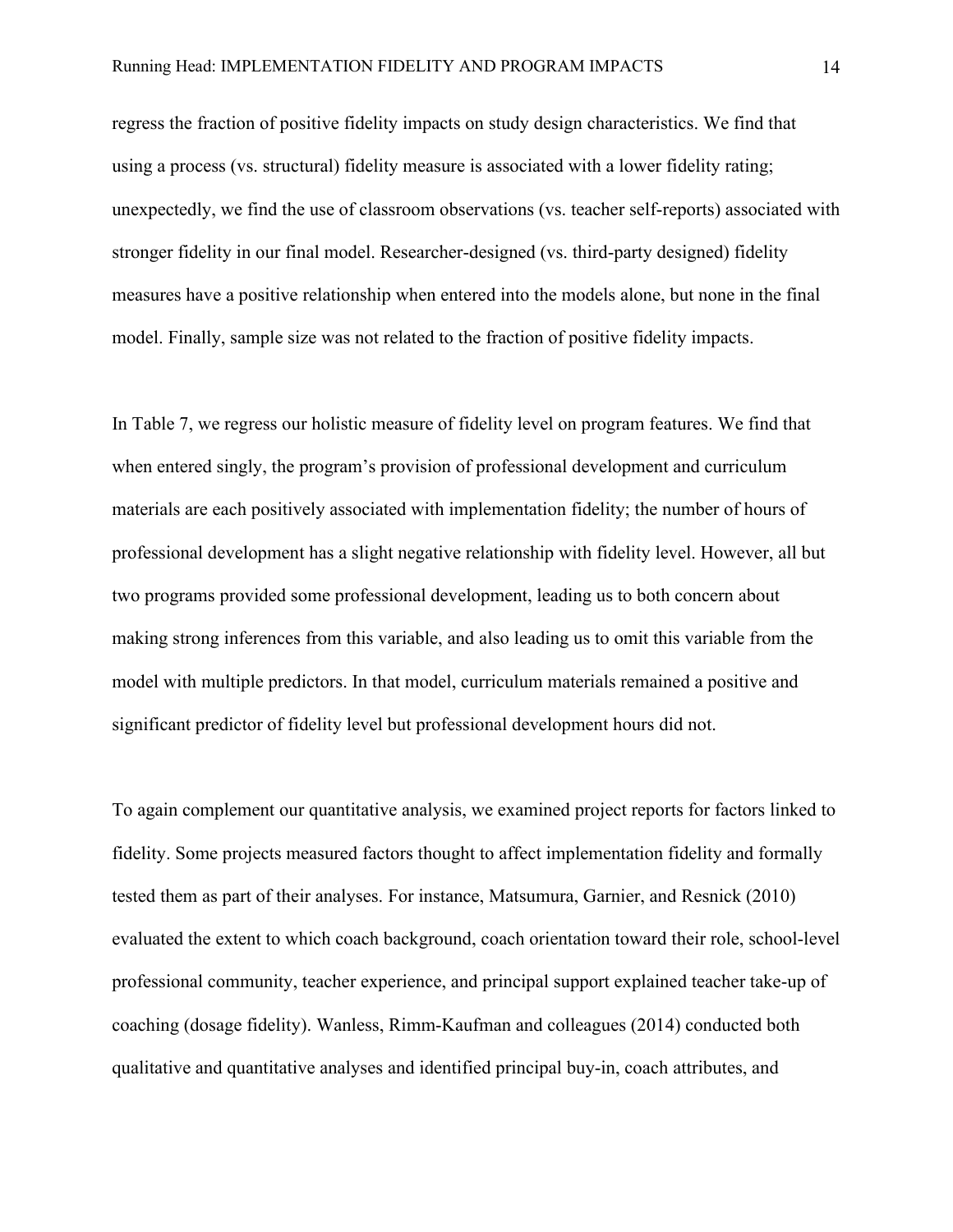regress the fraction of positive fidelity impacts on study design characteristics. We find that using a process (vs. structural) fidelity measure is associated with a lower fidelity rating; unexpectedly, we find the use of classroom observations (vs. teacher self-reports) associated with stronger fidelity in our final model. Researcher-designed (vs. third-party designed) fidelity measures have a positive relationship when entered into the models alone, but none in the final model. Finally, sample size was not related to the fraction of positive fidelity impacts.

In Table 7, we regress our holistic measure of fidelity level on program features. We find that when entered singly, the program's provision of professional development and curriculum materials are each positively associated with implementation fidelity; the number of hours of professional development has a slight negative relationship with fidelity level. However, all but two programs provided some professional development, leading us to both concern about making strong inferences from this variable, and also leading us to omit this variable from the model with multiple predictors. In that model, curriculum materials remained a positive and significant predictor of fidelity level but professional development hours did not.

To again complement our quantitative analysis, we examined project reports for factors linked to fidelity. Some projects measured factors thought to affect implementation fidelity and formally tested them as part of their analyses. For instance, Matsumura, Garnier, and Resnick (2010) evaluated the extent to which coach background, coach orientation toward their role, school-level professional community, teacher experience, and principal support explained teacher take-up of coaching (dosage fidelity). Wanless, Rimm-Kaufman and colleagues (2014) conducted both qualitative and quantitative analyses and identified principal buy-in, coach attributes, and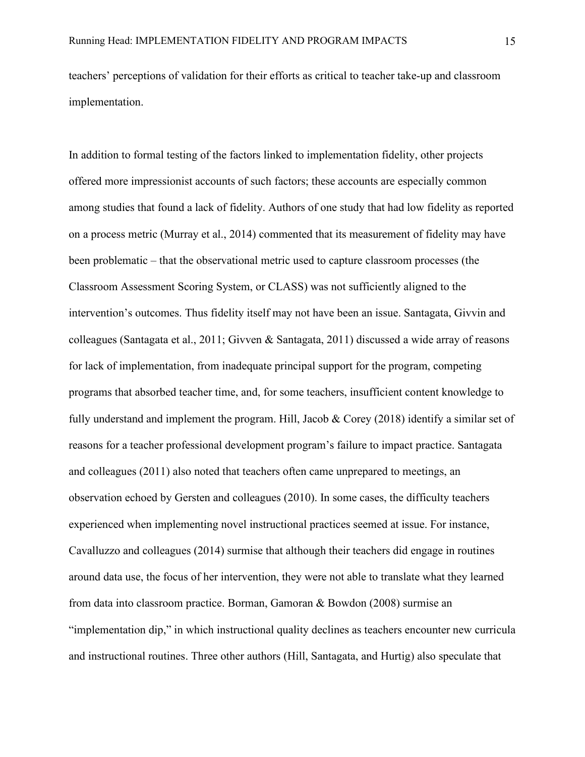teachers' perceptions of validation for their efforts as critical to teacher take-up and classroom implementation.

In addition to formal testing of the factors linked to implementation fidelity, other projects offered more impressionist accounts of such factors; these accounts are especially common among studies that found a lack of fidelity. Authors of one study that had low fidelity as reported on a process metric (Murray et al., 2014) commented that its measurement of fidelity may have been problematic – that the observational metric used to capture classroom processes (the Classroom Assessment Scoring System, or CLASS) was not sufficiently aligned to the intervention's outcomes. Thus fidelity itself may not have been an issue. Santagata, Givvin and colleagues (Santagata et al., 2011; Givven & Santagata, 2011) discussed a wide array of reasons for lack of implementation, from inadequate principal support for the program, competing programs that absorbed teacher time, and, for some teachers, insufficient content knowledge to fully understand and implement the program. Hill, Jacob & Corey (2018) identify a similar set of reasons for a teacher professional development program's failure to impact practice. Santagata and colleagues (2011) also noted that teachers often came unprepared to meetings, an observation echoed by Gersten and colleagues (2010). In some cases, the difficulty teachers experienced when implementing novel instructional practices seemed at issue. For instance, Cavalluzzo and colleagues (2014) surmise that although their teachers did engage in routines around data use, the focus of her intervention, they were not able to translate what they learned from data into classroom practice. Borman, Gamoran & Bowdon (2008) surmise an "implementation dip," in which instructional quality declines as teachers encounter new curricula and instructional routines. Three other authors (Hill, Santagata, and Hurtig) also speculate that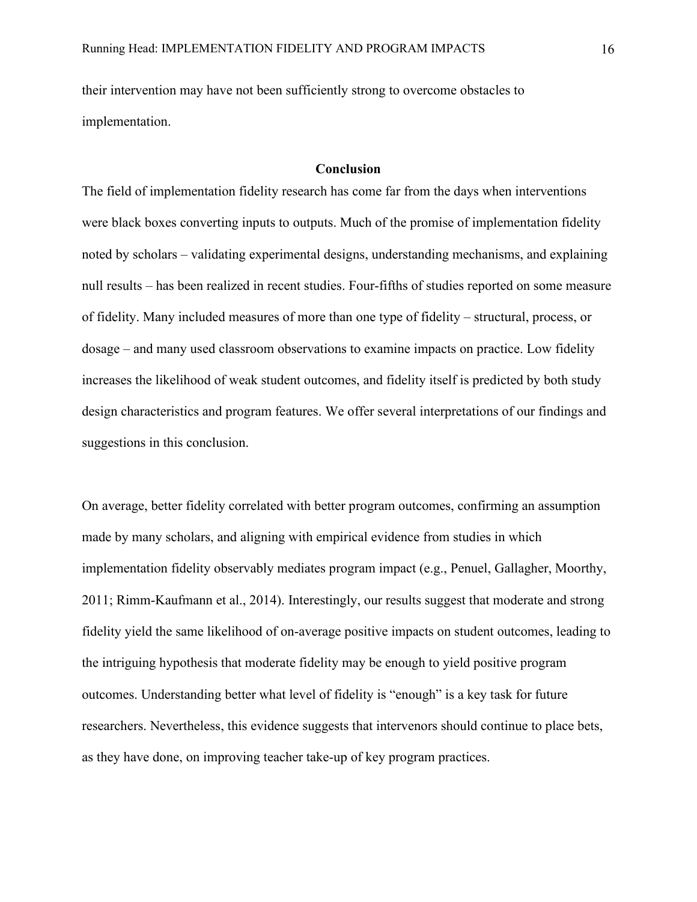their intervention may have not been sufficiently strong to overcome obstacles to implementation.

## Conclusion

The field of implementation fidelity research has come far from the days when interventions were black boxes converting inputs to outputs. Much of the promise of implementation fidelity noted by scholars – validating experimental designs, understanding mechanisms, and explaining null results – has been realized in recent studies. Four-fifths of studies reported on some measure of fidelity. Many included measures of more than one type of fidelity – structural, process, or dosage – and many used classroom observations to examine impacts on practice. Low fidelity increases the likelihood of weak student outcomes, and fidelity itself is predicted by both study design characteristics and program features. We offer several interpretations of our findings and suggestions in this conclusion.

On average, better fidelity correlated with better program outcomes, confirming an assumption made by many scholars, and aligning with empirical evidence from studies in which implementation fidelity observably mediates program impact (e.g., Penuel, Gallagher, Moorthy, 2011; Rimm-Kaufmann et al., 2014). Interestingly, our results suggest that moderate and strong fidelity yield the same likelihood of on-average positive impacts on student outcomes, leading to the intriguing hypothesis that moderate fidelity may be enough to yield positive program outcomes. Understanding better what level of fidelity is "enough" is a key task for future researchers. Nevertheless, this evidence suggests that intervenors should continue to place bets, as they have done, on improving teacher take-up of key program practices.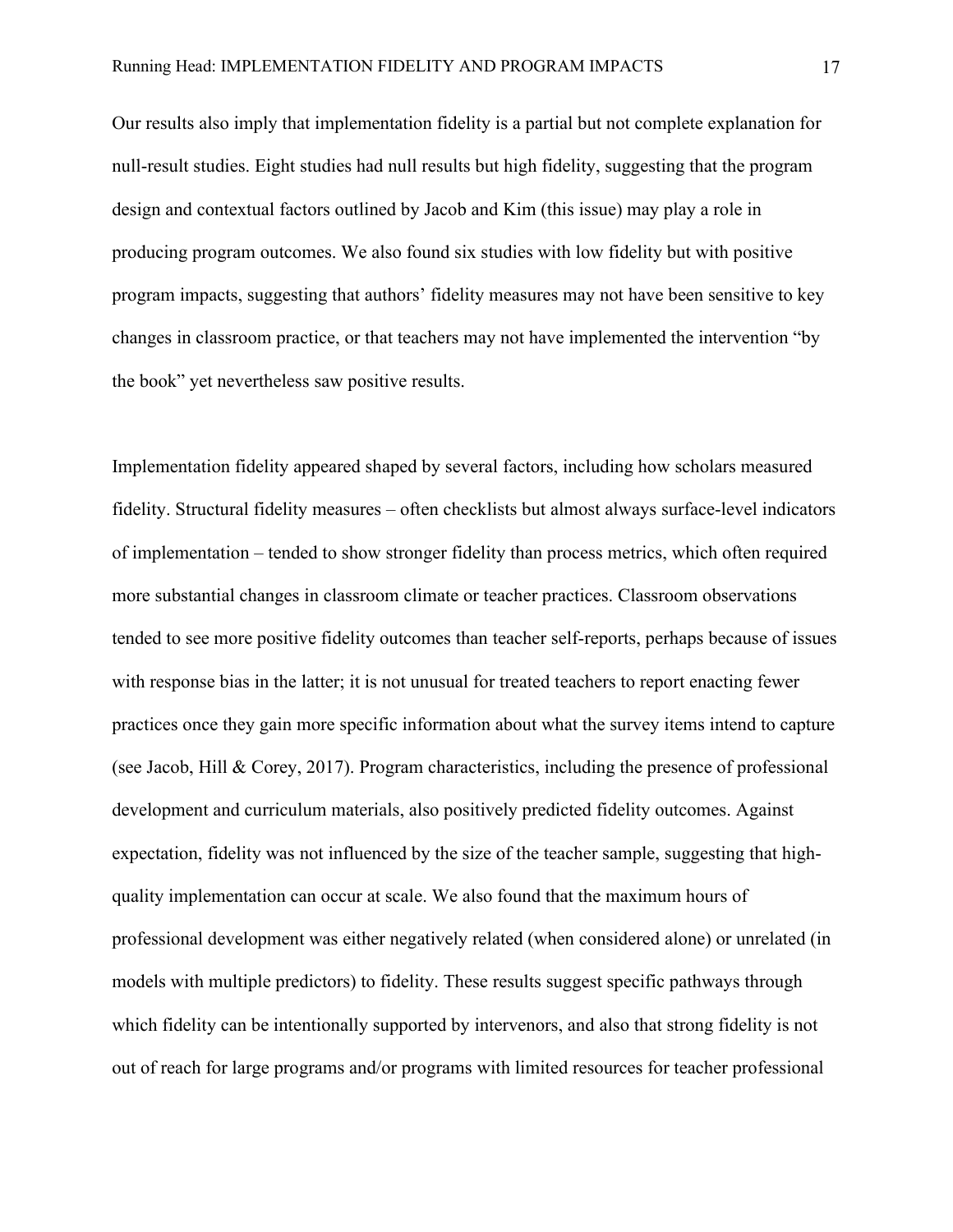Our results also imply that implementation fidelity is a partial but not complete explanation for null-result studies. Eight studies had null results but high fidelity, suggesting that the program design and contextual factors outlined by Jacob and Kim (this issue) may play a role in producing program outcomes. We also found six studies with low fidelity but with positive program impacts, suggesting that authors' fidelity measures may not have been sensitive to key changes in classroom practice, or that teachers may not have implemented the intervention "by the book" yet nevertheless saw positive results.

Implementation fidelity appeared shaped by several factors, including how scholars measured fidelity. Structural fidelity measures – often checklists but almost always surface-level indicators of implementation – tended to show stronger fidelity than process metrics, which often required more substantial changes in classroom climate or teacher practices. Classroom observations tended to see more positive fidelity outcomes than teacher self-reports, perhaps because of issues with response bias in the latter; it is not unusual for treated teachers to report enacting fewer practices once they gain more specific information about what the survey items intend to capture (see Jacob, Hill & Corey, 2017). Program characteristics, including the presence of professional development and curriculum materials, also positively predicted fidelity outcomes. Against expectation, fidelity was not influenced by the size of the teacher sample, suggesting that high-quality implementation can occur at scale. We also found that the maximum hours of professional development was either negatively related (when considered alone) or unrelated (in models with multiple predictors) to fidelity. These results suggest specific pathways through which fidelity can be intentionally supported by intervenors, and also that strong fidelity is not out of reach for large programs and/or programs with limited resources for teacher professional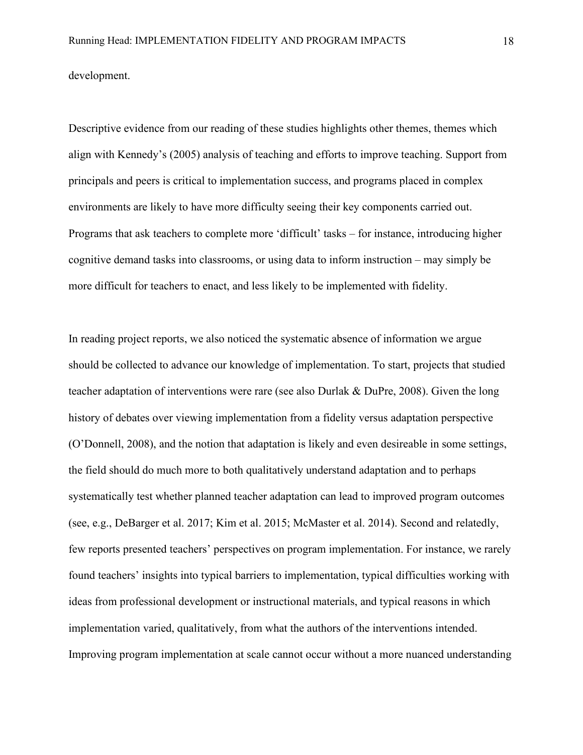development.

Descriptive evidence from our reading of these studies highlights other themes, themes which align with Kennedy's (2005) analysis of teaching and efforts to improve teaching. Support from principals and peers is critical to implementation success, and programs placed in complex environments are likely to have more difficulty seeing their key components carried out. Programs that ask teachers to complete more 'difficult' tasks – for instance, introducing higher cognitive demand tasks into classrooms, or using data to inform instruction – may simply be more difficult for teachers to enact, and less likely to be implemented with fidelity.

In reading project reports, we also noticed the systematic absence of information we argue should be collected to advance our knowledge of implementation. To start, projects that studied teacher adaptation of interventions were rare (see also Durlak & DuPre, 2008). Given the long history of debates over viewing implementation from a fidelity versus adaptation perspective (O'Donnell, 2008), and the notion that adaptation is likely and even desireable in some settings, the field should do much more to both qualitatively understand adaptation and to perhaps systematically test whether planned teacher adaptation can lead to improved program outcomes (see, e.g., DeBarger et al. 2017; Kim et al. 2015; McMaster et al. 2014). Second and relatedly, few reports presented teachers' perspectives on program implementation. For instance, we rarely found teachers' insights into typical barriers to implementation, typical difficulties working with ideas from professional development or instructional materials, and typical reasons in which implementation varied, qualitatively, from what the authors of the interventions intended. Improving program implementation at scale cannot occur without a more nuanced understanding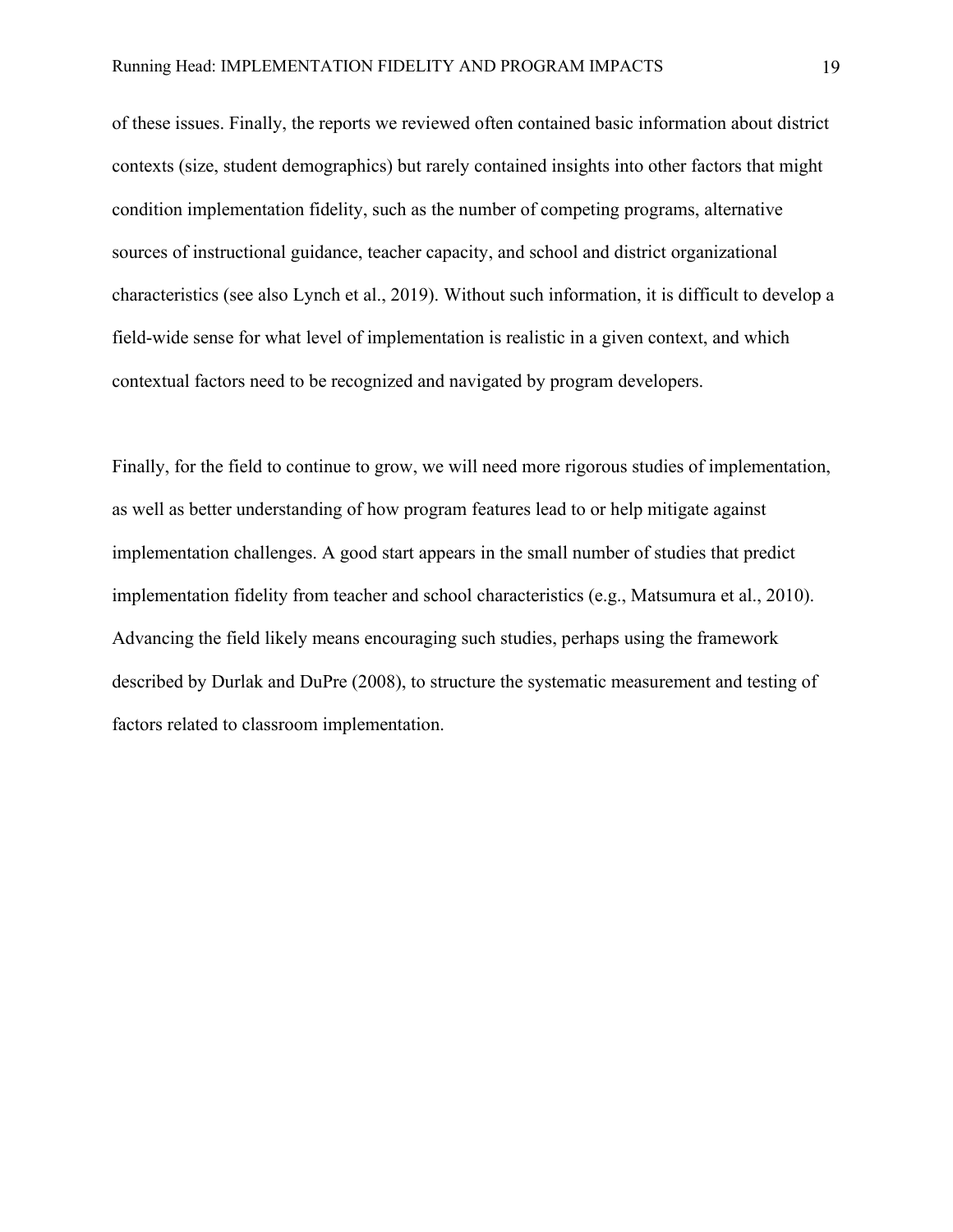of these issues. Finally, the reports we reviewed often contained basic information about district contexts (size, student demographics) but rarely contained insights into other factors that might condition implementation fidelity, such as the number of competing programs, alternative sources of instructional guidance, teacher capacity, and school and district organizational characteristics (see also Lynch et al., 2019). Without such information, it is difficult to develop a field-wide sense for what level of implementation is realistic in a given context, and which contextual factors need to be recognized and navigated by program developers.

Finally, for the field to continue to grow, we will need more rigorous studies of implementation, as well as better understanding of how program features lead to or help mitigate against implementation challenges. A good start appears in the small number of studies that predict implementation fidelity from teacher and school characteristics (e.g., Matsumura et al., 2010). Advancing the field likely means encouraging such studies, perhaps using the framework described by Durlak and DuPre (2008), to structure the systematic measurement and testing of factors related to classroom implementation.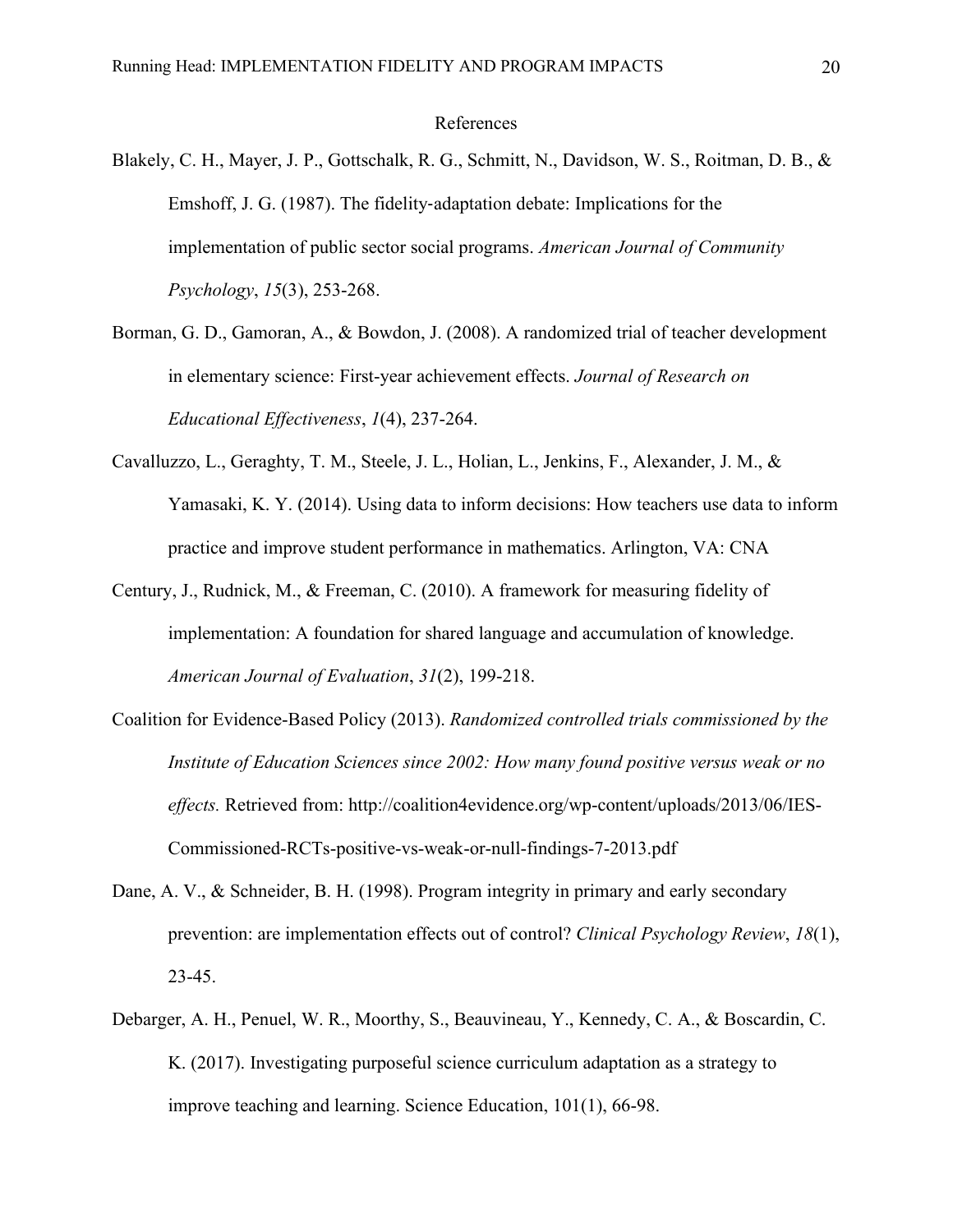# References

Blakely, C. H., Mayer, J. P., Gottschalk, R. G., Schmitt, N., Davidson, W. S., Roitman, D. B., & Emshoff, J. G. (1987). The fidelity-adaptation debate: Implications for the implementation of public sector social programs. *American Journal of Community Psychology*, *15*(3), 253-268.

Borman, G. D., Gamoran, A., & Bowdon, J. (2008). A randomized trial of teacher development in elementary science: First-year achievement effects. *Journal of Research on Educational Effectiveness*, *1*(4), 237-264.

Cavalluzzo, L., Geraghty, T. M., Steele, J. L., Holian, L., Jenkins, F., Alexander, J. M., & Yamasaki, K. Y. (2014). Using data to inform decisions: How teachers use data to inform practice and improve student performance in mathematics. Arlington, VA: CNA

Century, J., Rudnick, M., & Freeman, C. (2010). A framework for measuring fidelity of implementation: A foundation for shared language and accumulation of knowledge. *American Journal of Evaluation*, *31*(2), 199-218.

Coalition for Evidence-Based Policy (2013). *Randomized controlled trials commissioned by the Institute of Education Sciences since 2002: How many found positive versus weak or no effects.* Retrieved from: http://coalition4evidence.org/wp-content/uploads/2013/06/IES-Commissioned-RCTs-positive-vs-weak-or-null-findings-7-2013.pdf

Dane, A. V., & Schneider, B. H. (1998). Program integrity in primary and early secondary prevention: are implementation effects out of control? *Clinical Psychology Review*, *18*(1), 23-45.

Debarger, A. H., Penuel, W. R., Moorthy, S., Beauvineau, Y., Kennedy, C. A., & Boscardin, C. K. (2017). Investigating purposeful science curriculum adaptation as a strategy to improve teaching and learning. Science Education, 101(1), 66-98.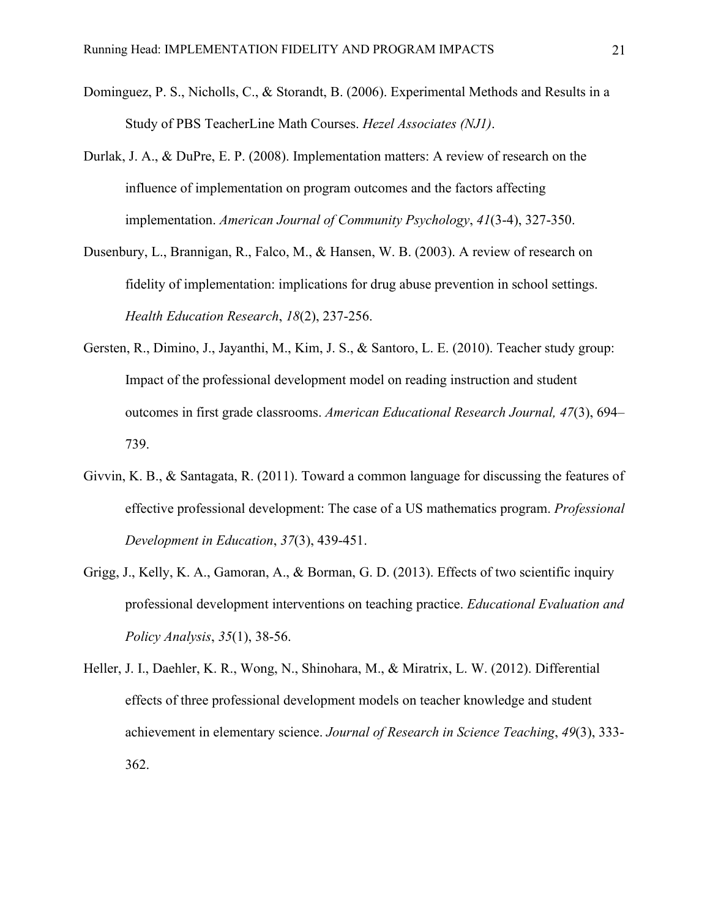Dominguez, P. S., Nicholls, C., & Storandt, B. (2006). Experimental Methods and Results in a Study of PBS TeacherLine Math Courses. *Hezel Associates (NJ1)*.

Durlak, J. A., & DuPre, E. P. (2008). Implementation matters: A review of research on the influence of implementation on program outcomes and the factors affecting implementation. *American Journal of Community Psychology*, *41*(3-4), 327-350.

Dusenbury, L., Brannigan, R., Falco, M., & Hansen, W. B. (2003). A review of research on fidelity of implementation: implications for drug abuse prevention in school settings. *Health Education Research*, *18*(2), 237-256.

Gersten, R., Dimino, J., Jayanthi, M., Kim, J. S., & Santoro, L. E. (2010). Teacher study group: Impact of the professional development model on reading instruction and student outcomes in first grade classrooms. *American Educational Research Journal, 47*(3), 694–739.

Givvin, K. B., & Santagata, R. (2011). Toward a common language for discussing the features of effective professional development: The case of a US mathematics program. *Professional Development in Education*, *37*(3), 439-451.

Grigg, J., Kelly, K. A., Gamoran, A., & Borman, G. D. (2013). Effects of two scientific inquiry professional development interventions on teaching practice. *Educational Evaluation and Policy Analysis*, *35*(1), 38-56.

Heller, J. I., Daehler, K. R., Wong, N., Shinohara, M., & Miratrix, L. W. (2012). Differential effects of three professional development models on teacher knowledge and student achievement in elementary science. *Journal of Research in Science Teaching*, *49*(3), 333-362.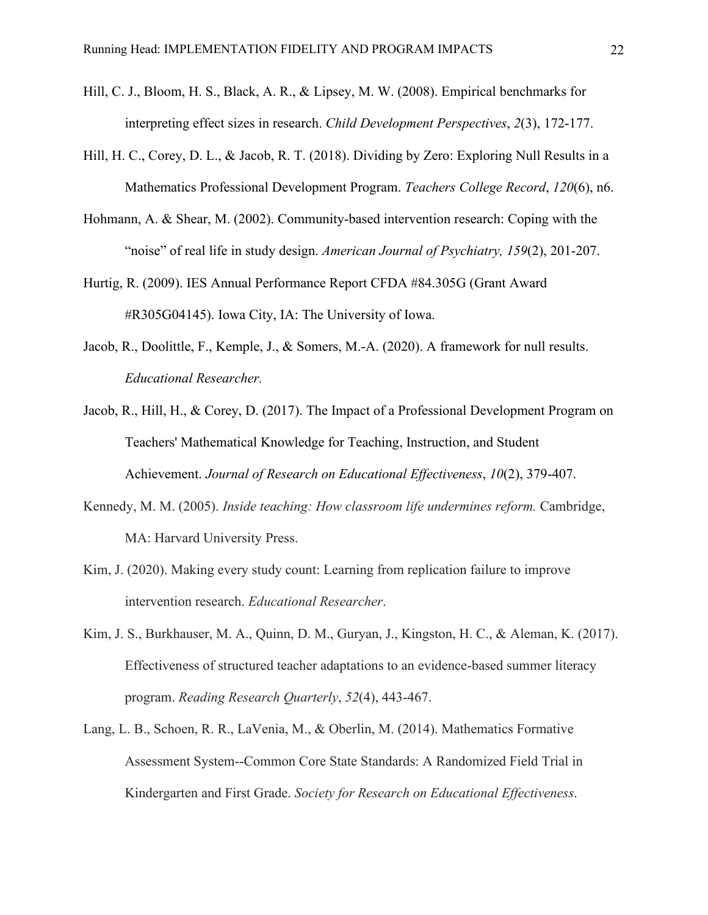Hill, C. J., Bloom, H. S., Black, A. R., & Lipsey, M. W. (2008). Empirical benchmarks for interpreting effect sizes in research. *Child Development Perspectives*, *2*(3), 172-177.

Hill, H. C., Corey, D. L., & Jacob, R. T. (2018). Dividing by Zero: Exploring Null Results in a Mathematics Professional Development Program. *Teachers College Record*, *120*(6), n6.

Hohmann, A. & Shear, M. (2002). Community-based intervention research: Coping with the "noise" of real life in study design. *American Journal of Psychiatry, 159*(2), 201-207.

Hurtig, R. (2009). IES Annual Performance Report CFDA #84.305G (Grant Award #R305G04145). Iowa City, IA: The University of Iowa.

Jacob, R., Doolittle, F., Kemple, J., & Somers, M.-A. (2020). A framework for null results. *Educational Researcher.*

Jacob, R., Hill, H., & Corey, D. (2017). The Impact of a Professional Development Program on Teachers' Mathematical Knowledge for Teaching, Instruction, and Student Achievement. *Journal of Research on Educational Effectiveness*, *10*(2), 379-407.

Kennedy, M. M. (2005). *Inside teaching: How classroom life undermines reform.* Cambridge, MA: Harvard University Press.

Kim, J. (2020). Making every study count: Learning from replication failure to improve intervention research. *Educational Researcher*.

Kim, J. S., Burkhauser, M. A., Quinn, D. M., Guryan, J., Kingston, H. C., & Aleman, K. (2017). Effectiveness of structured teacher adaptations to an evidence-based summer literacy program. *Reading Research Quarterly*, *52*(4), 443-467.

Lang, L. B., Schoen, R. R., LaVenia, M., & Oberlin, M. (2014). Mathematics Formative Assessment System--Common Core State Standards: A Randomized Field Trial in Kindergarten and First Grade. *Society for Research on Educational Effectiveness*.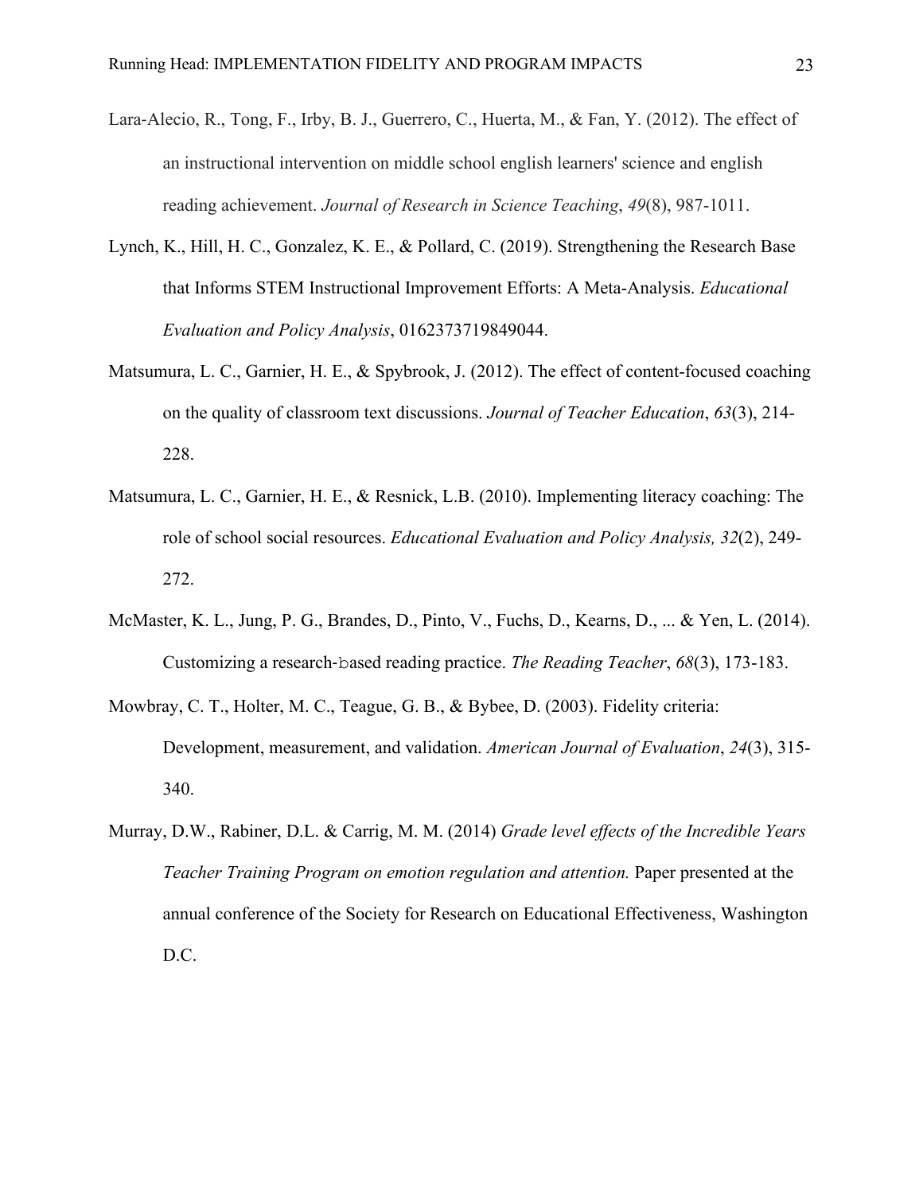Lara-Alecio, R., Tong, F., Irby, B. J., Guerrero, C., Huerta, M., & Fan, Y. (2012). The effect of an instructional intervention on middle school english learners' science and english reading achievement. *Journal of Research in Science Teaching*, *49*(8), 987-1011.

Lynch, K., Hill, H. C., Gonzalez, K. E., & Pollard, C. (2019). Strengthening the Research Base that Informs STEM Instructional Improvement Efforts: A Meta-Analysis. *Educational Evaluation and Policy Analysis*, 0162373719849044.

Matsumura, L. C., Garnier, H. E., & Spybrook, J. (2012). The effect of content-focused coaching on the quality of classroom text discussions. *Journal of Teacher Education*, *63*(3), 214-228.

Matsumura, L. C., Garnier, H. E., & Resnick, L.B. (2010). Implementing literacy coaching: The role of school social resources. *Educational Evaluation and Policy Analysis, 32*(2), 249-272.

McMaster, K. L., Jung, P. G., Brandes, D., Pinto, V., Fuchs, D., Kearns, D., ... & Yen, L. (2014). Customizing a research-based reading practice. *The Reading Teacher*, *68*(3), 173-183.

Mowbray, C. T., Holter, M. C., Teague, G. B., & Bybee, D. (2003). Fidelity criteria: Development, measurement, and validation. *American Journal of Evaluation*, *24*(3), 315-340.

Murray, D.W., Rabiner, D.L. & Carrig, M. M. (2014) *Grade level effects of the Incredible Years Teacher Training Program on emotion regulation and attention.* Paper presented at the annual conference of the Society for Research on Educational Effectiveness, Washington D.C.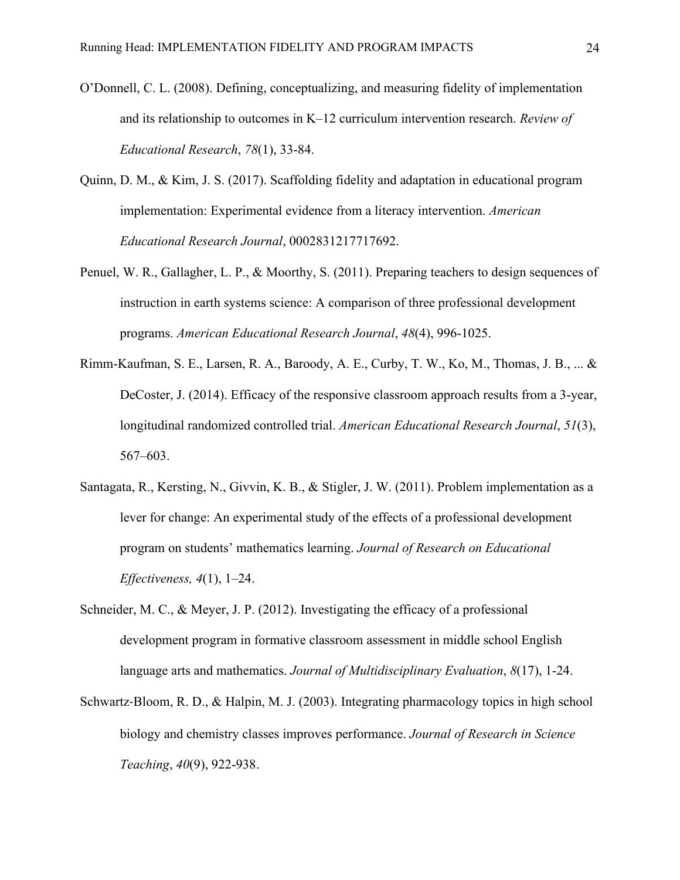O'Donnell, C. L. (2008). Defining, conceptualizing, and measuring fidelity of implementation and its relationship to outcomes in K–12 curriculum intervention research. *Review of Educational Research*, *78*(1), 33-84.

Quinn, D. M., & Kim, J. S. (2017). Scaffolding fidelity and adaptation in educational program implementation: Experimental evidence from a literacy intervention. *American Educational Research Journal*, 0002831217717692.

Penuel, W. R., Gallagher, L. P., & Moorthy, S. (2011). Preparing teachers to design sequences of instruction in earth systems science: A comparison of three professional development programs. *American Educational Research Journal*, *48*(4), 996-1025.

Rimm-Kaufman, S. E., Larsen, R. A., Baroody, A. E., Curby, T. W., Ko, M., Thomas, J. B., ... & DeCoster, J. (2014). Efficacy of the responsive classroom approach results from a 3-year, longitudinal randomized controlled trial. *American Educational Research Journal*, *51*(3), 567–603.

Santagata, R., Kersting, N., Givvin, K. B., & Stigler, J. W. (2011). Problem implementation as a lever for change: An experimental study of the effects of a professional development program on students' mathematics learning. *Journal of Research on Educational Effectiveness, 4*(1), 1–24.

Schneider, M. C., & Meyer, J. P. (2012). Investigating the efficacy of a professional development program in formative classroom assessment in middle school English language arts and mathematics. *Journal of Multidisciplinary Evaluation*, *8*(17), 1-24.

Schwartz-Bloom, R. D., & Halpin, M. J. (2003). Integrating pharmacology topics in high school biology and chemistry classes improves performance. *Journal of Research in Science Teaching*, *40*(9), 922-938.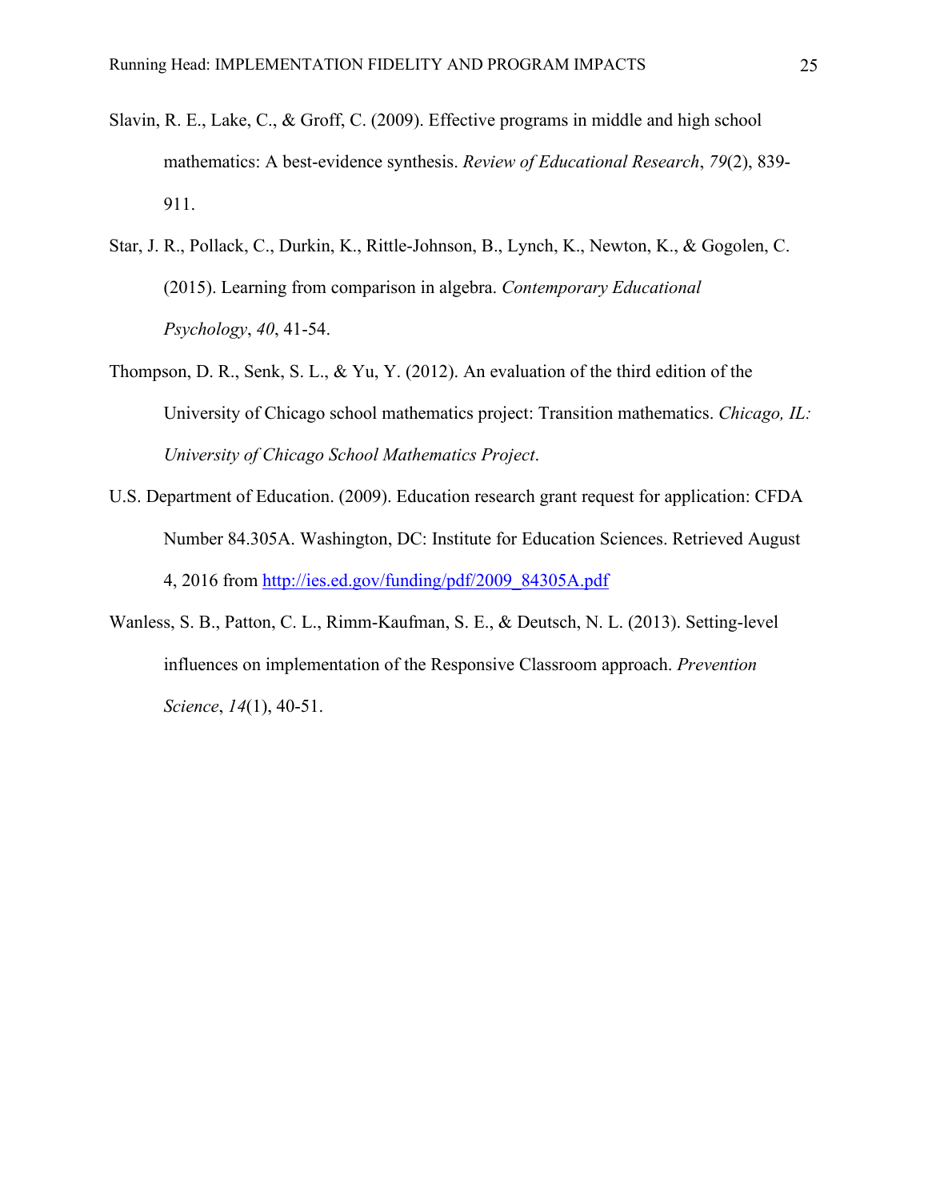Slavin, R. E., Lake, C., & Groff, C. (2009). Effective programs in middle and high school mathematics: A best-evidence synthesis. *Review of Educational Research*, *79*(2), 839-911.

Star, J. R., Pollack, C., Durkin, K., Rittle-Johnson, B., Lynch, K., Newton, K., & Gogolen, C. (2015). Learning from comparison in algebra. *Contemporary Educational Psychology*, *40*, 41-54.

Thompson, D. R., Senk, S. L., & Yu, Y. (2012). An evaluation of the third edition of the University of Chicago school mathematics project: Transition mathematics. *Chicago, IL: University of Chicago School Mathematics Project*.

U.S. Department of Education. (2009). Education research grant request for application: CFDA Number 84.305A. Washington, DC: Institute for Education Sciences. Retrieved August 4, 2016 from [http://ies.ed.gov/funding/pdf/2009_84305A.pdf](http://ies.ed.gov/funding/pdf/2009_84305A.pdf)

Wanless, S. B., Patton, C. L., Rimm-Kaufman, S. E., & Deutsch, N. L. (2013). Setting-level influences on implementation of the Responsive Classroom approach. *Prevention Science*, *14*(1), 40-51.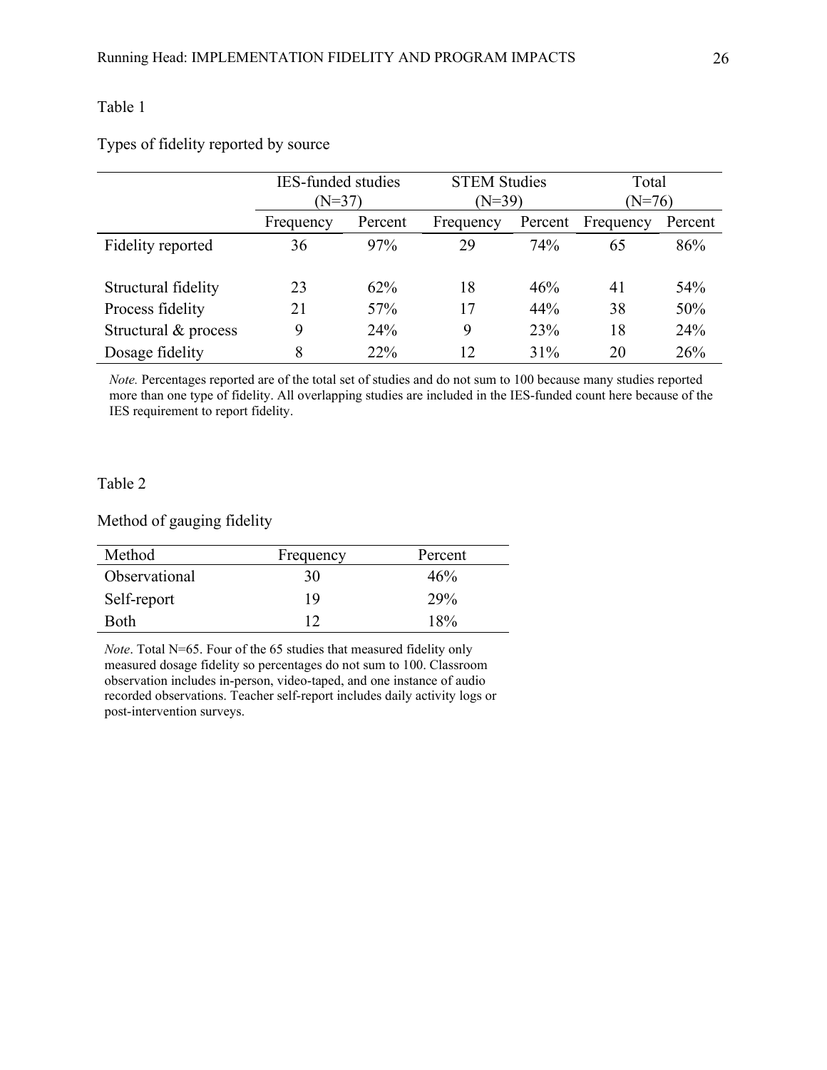Table 1

Types of fidelity reported by source

| | IES-funded studies (N=37) | | STEM Studies (N=39) | | Total (N=76) | |
|---|---|---|---|---|---|---|
| | Frequency | Percent | Frequency | Percent | Frequency | Percent |
| Fidelity reported | 36 | 97% | 29 | 74% | 65 | 86% |
| Structural fidelity | 23 | 62% | 18 | 46% | 41 | 54% |
| Process fidelity | 21 | 57% | 17 | 44% | 38 | 50% |
| Structural & process | 9 | 24% | 9 | 23% | 18 | 24% |
| Dosage fidelity | 8 | 22% | 12 | 31% | 20 | 26% |

*Note.* Percentages reported are of the total set of studies and do not sum to 100 because many studies reported more than one type of fidelity. All overlapping studies are included in the IES-funded count here because of the IES requirement to report fidelity.

Table 2

Method of gauging fidelity

| Method | Frequency | Percent |
|---|---|---|
| Observational | 30 | 46% |
| Self-report | 19 | 29% |
| Both | 12 | 18% |

*Note*. Total N=65. Four of the 65 studies that measured fidelity only measured dosage fidelity so percentages do not sum to 100. Classroom observation includes in-person, video-taped, and one instance of audio recorded observations. Teacher self-report includes daily activity logs or post-intervention surveys.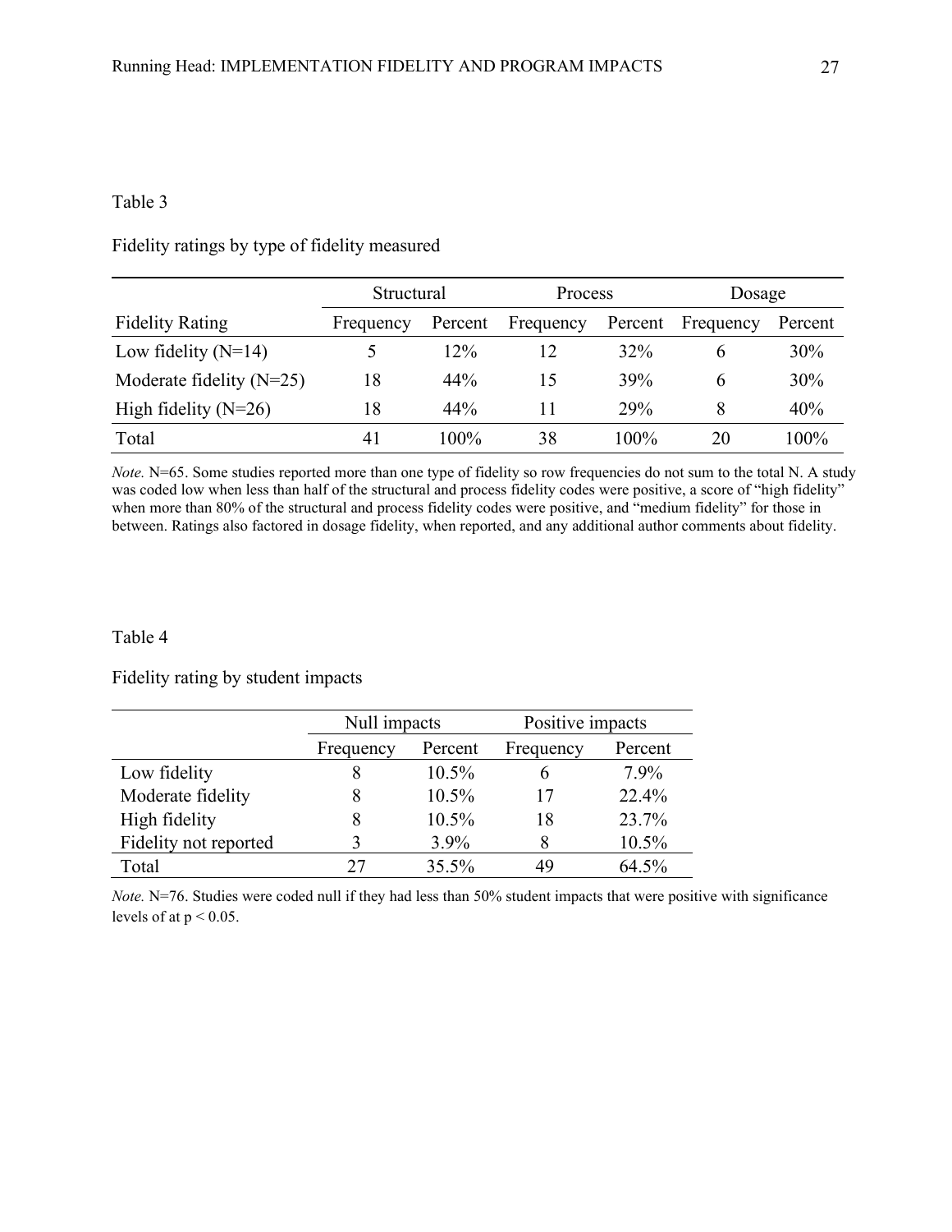Table 3

Fidelity ratings by type of fidelity measured

| | Structural | | Process | | Dosage | |
|---|---|---|---|---|---|---|
| Fidelity Rating | Frequency | Percent | Frequency | Percent | Frequency | Percent |
| Low fidelity (N=14) | 5 | 12% | 12 | 32% | 6 | 30% |
| Moderate fidelity (N=25) | 18 | 44% | 15 | 39% | 6 | 30% |
| High fidelity (N=26) | 18 | 44% | 11 | 29% | 8 | 40% |
| Total | 41 | 100% | 38 | 100% | 20 | 100% |

*Note.* N=65. Some studies reported more than one type of fidelity so row frequencies do not sum to the total N. A study was coded low when less than half of the structural and process fidelity codes were positive, a score of "high fidelity" when more than 80% of the structural and process fidelity codes were positive, and "medium fidelity" for those in between. Ratings also factored in dosage fidelity, when reported, and any additional author comments about fidelity.

Table 4

Fidelity rating by student impacts

| | Null impacts | | Positive impacts | |
|---|---|---|---|---|
| | Frequency | Percent | Frequency | Percent |
| Low fidelity | 8 | 10.5% | 6 | 7.9% |
| Moderate fidelity | 8 | 10.5% | 17 | 22.4% |
| High fidelity | 8 | 10.5% | 18 | 23.7% |
| Fidelity not reported | 3 | 3.9% | 8 | 10.5% |
| Total | 27 | 35.5% | 49 | 64.5% |

*Note.* N=76. Studies were coded null if they had less than 50% student impacts that were positive with significance levels of at $p < 0.05$.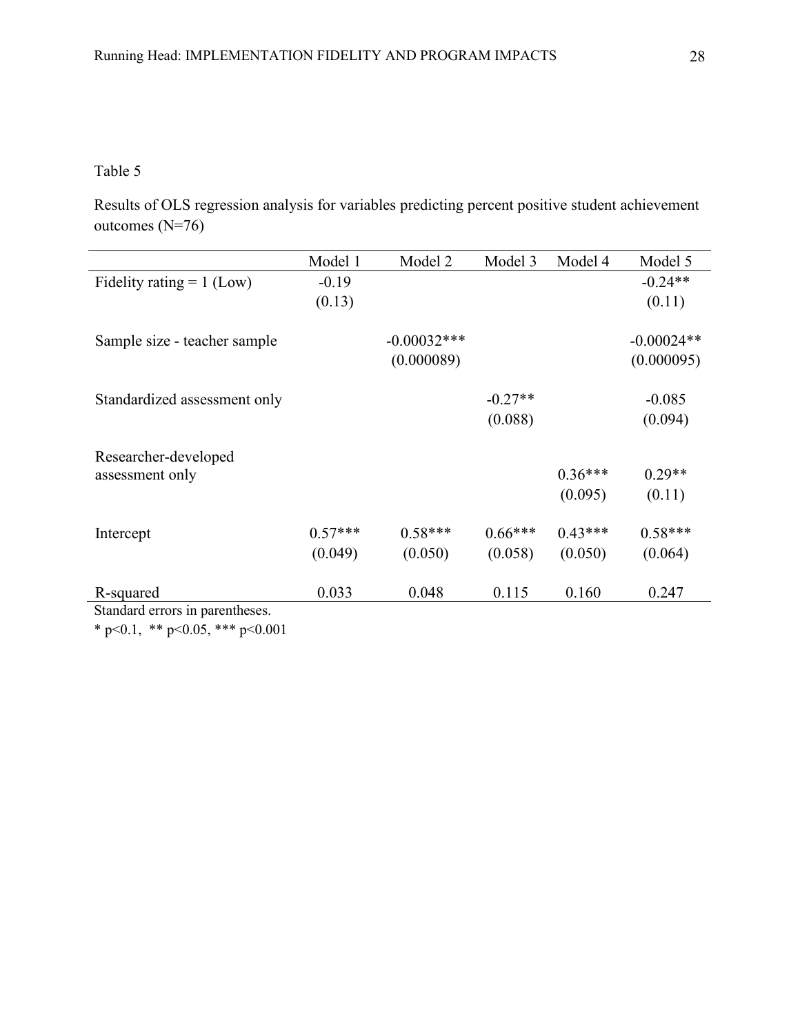Table 5

Results of OLS regression analysis for variables predicting percent positive student achievement outcomes (N=76)

| | Model 1 | Model 2 | Model 3 | Model 4 | Model 5 |
|---|---|---|---|---|---|
| Fidelity rating = 1 (Low) | -0.19 | | | | -0.24** |
| | (0.13) | | | | (0.11) |
| Sample size - teacher sample | | -0.00032*** | | | -0.00024** |
| | | (0.000089) | | | (0.000095) |
| Standardized assessment only | | | -0.27** | | -0.085 |
| | | | (0.088) | | (0.094) |
| Researcher-developed assessment only | | | | 0.36*** | 0.29** |
| | | | | (0.095) | (0.11) |
| Intercept | 0.57*** | 0.58*** | 0.66*** | 0.43*** | 0.58*** |
| | (0.049) | (0.050) | (0.058) | (0.050) | (0.064) |
| R-squared | 0.033 | 0.048 | 0.115 | 0.160 | 0.247 |

Standard errors in parentheses.

* $p<0.1$, ** $p<0.05$, *** $p<0.001$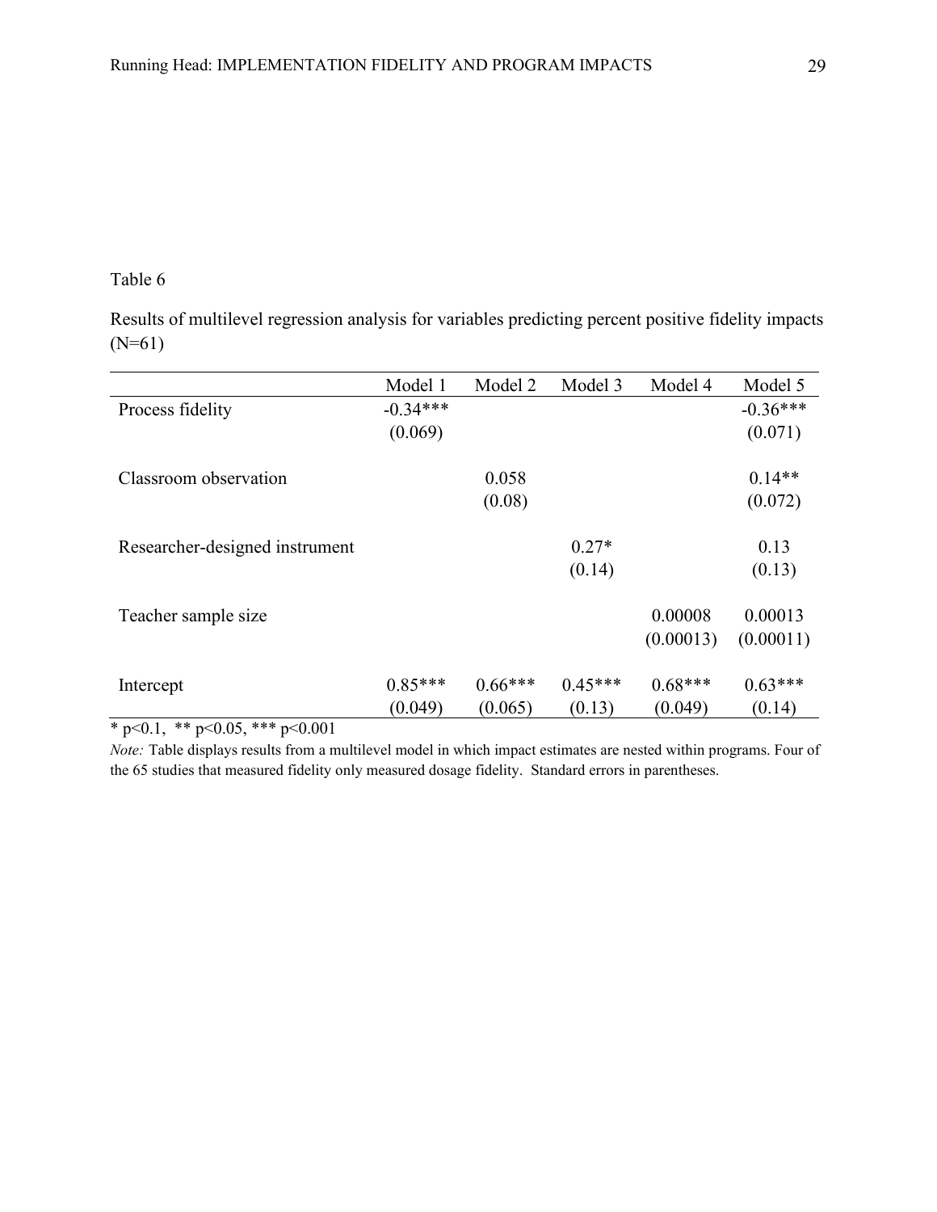Table 6

Results of multilevel regression analysis for variables predicting percent positive fidelity impacts (N=61)

| | Model 1 | Model 2 | Model 3 | Model 4 | Model 5 |
|---|---|---|---|---|---|
| Process fidelity | -0.34*** | | | | -0.36*** |
| | (0.069) | | | | (0.071) |
| Classroom observation | | 0.058 | | | 0.14** |
| | | (0.08) | | | (0.072) |
| Researcher-designed instrument | | | 0.27* | | 0.13 |
| | | | (0.14) | | (0.13) |
| Teacher sample size | | | | 0.00008 | 0.00013 |
| | | | | (0.00013) | (0.00011) |
| Intercept | 0.85*** | 0.66*** | 0.45*** | 0.68*** | 0.63*** |
| | (0.049) | (0.065) | (0.13) | (0.049) | (0.14) |

* $p<0.1$, ** $p<0.05$, *** $p<0.001$

*Note:* Table displays results from a multilevel model in which impact estimates are nested within programs. Four of the 65 studies that measured fidelity only measured dosage fidelity. Standard errors in parentheses.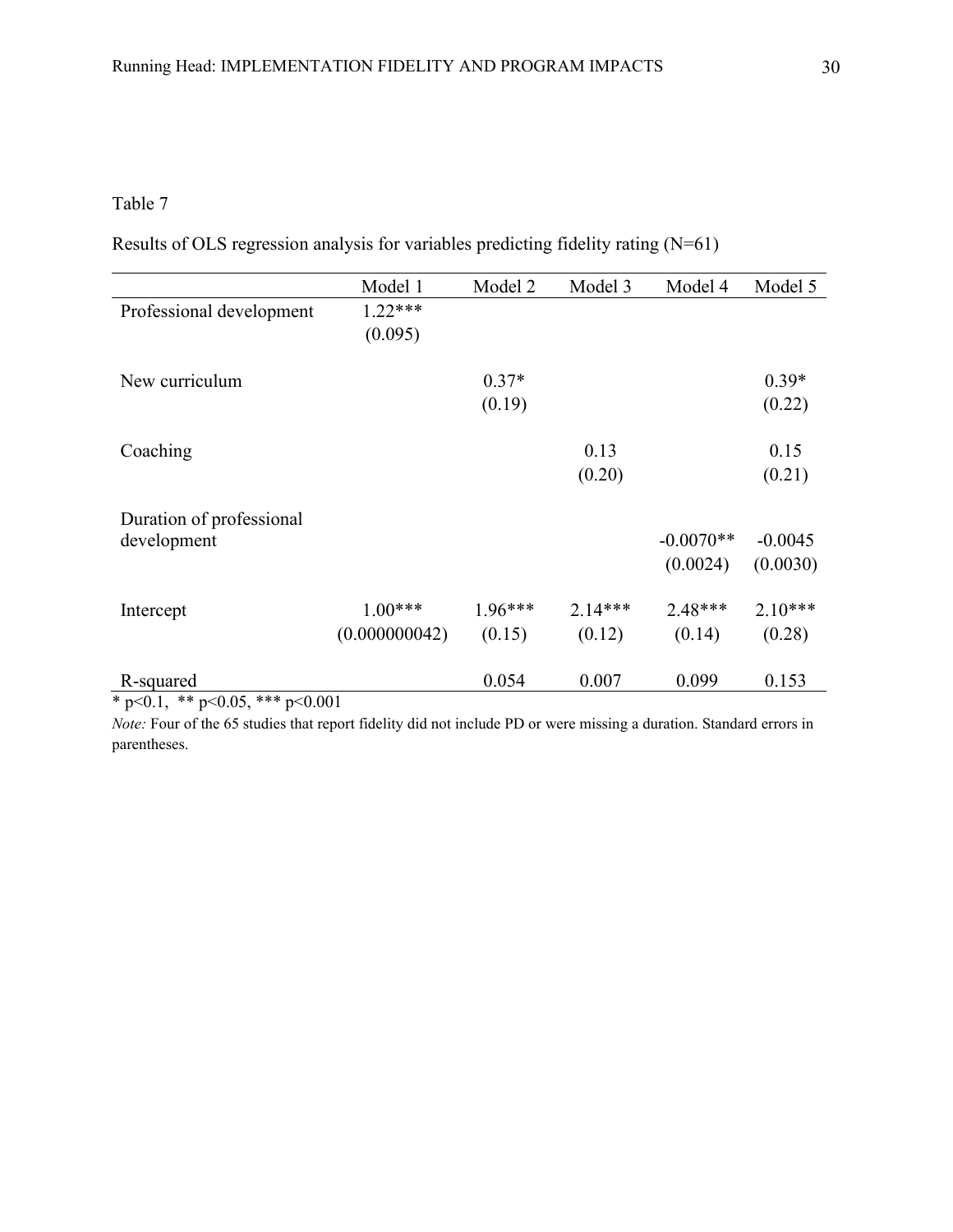Table 7

Results of OLS regression analysis for variables predicting fidelity rating (N=61)

| | Model 1 | Model 2 | Model 3 | Model 4 | Model 5 |
|---|---|---|---|---|---|
| Professional development | 1.22***<br>(0.095) | | | | |
| New curriculum | | 0.37*<br>(0.19) | | | 0.39*<br>(0.22) |
| Coaching | | | 0.13<br>(0.20) | | 0.15<br>(0.21) |
| Duration of professional development | | | | -0.0070**<br>(0.0024) | -0.0045<br>(0.0030) |
| Intercept | 1.00***<br>(0.000000042) | 1.96***<br>(0.15) | 2.14***<br>(0.12) | 2.48***<br>(0.14) | 2.10***<br>(0.28) |
| R-squared | | 0.054 | 0.007 | 0.099 | 0.153 |

* p<0.1, ** p<0.05, *** p<0.001

*Note:* Four of the 65 studies that report fidelity did not include PD or were missing a duration. Standard errors in parentheses.